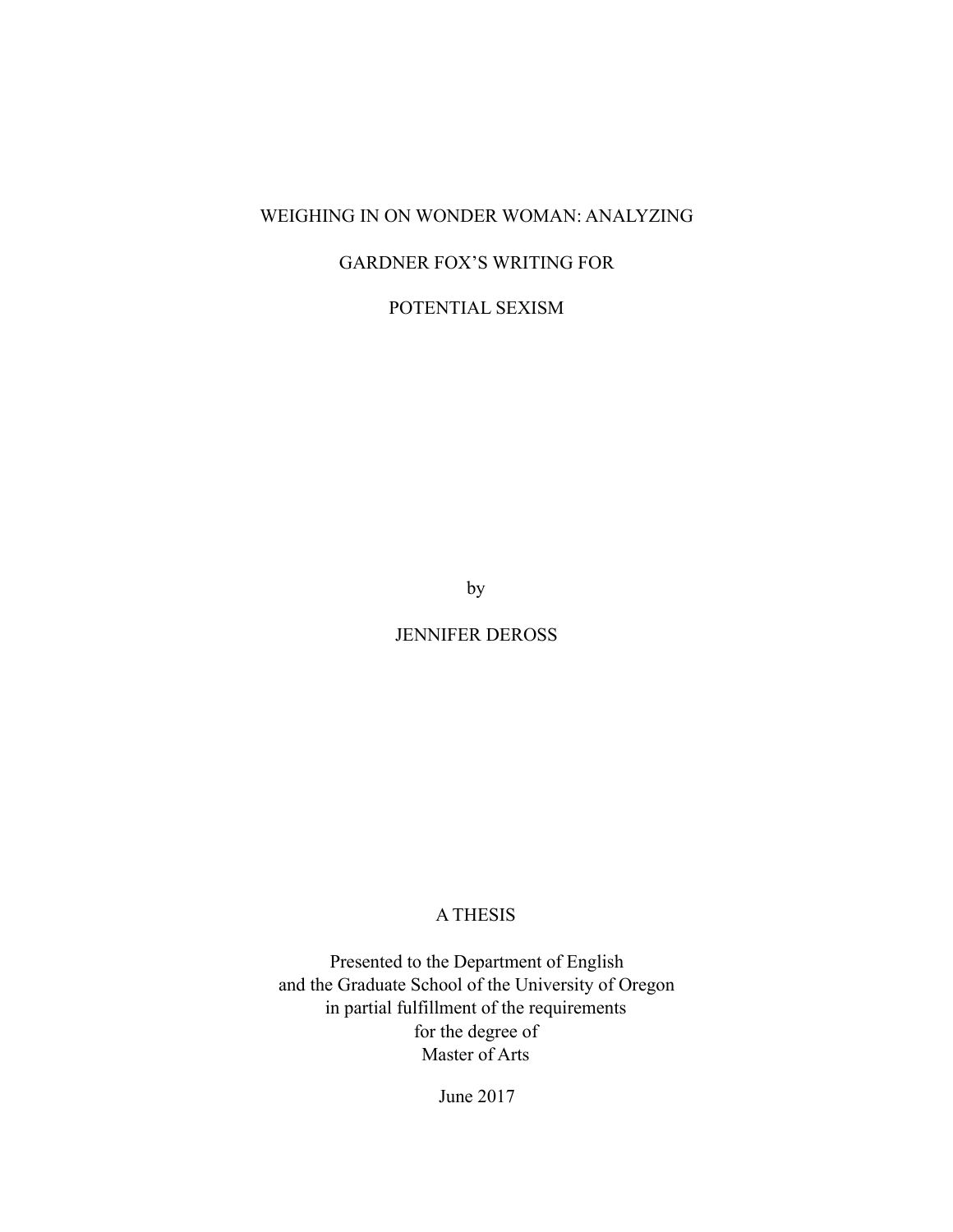# WEIGHING IN ON WONDER WOMAN: ANALYZING GARDNER FOX'S WRITING FOR POTENTIAL SEXISM

by

JENNIFER DEROSS

A THESIS

Presented to the Department of English
and the Graduate School of the University of Oregon
in partial fulfillment of the requirements
for the degree of
Master of Arts

June 2017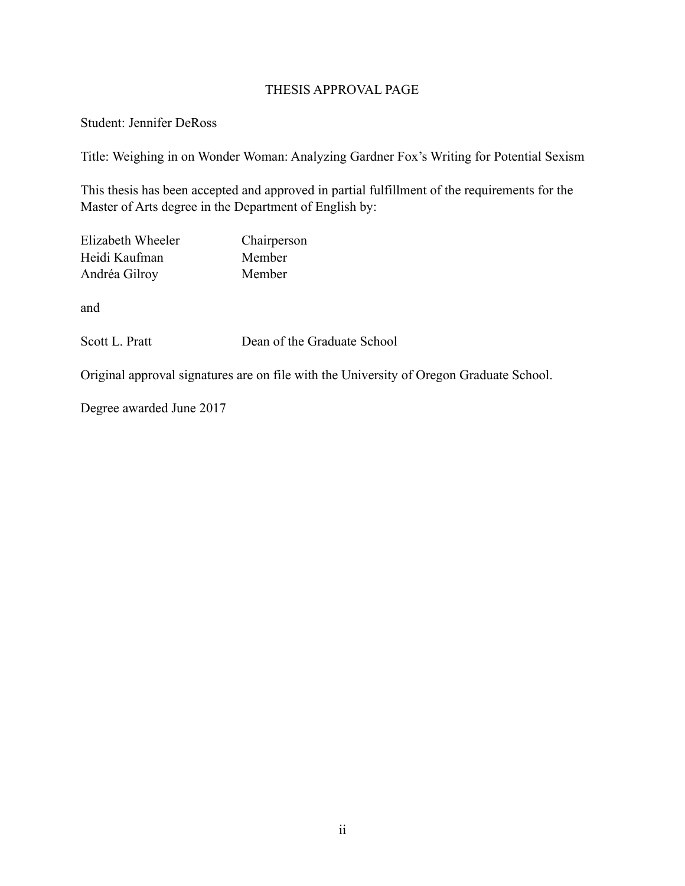# THESIS APPROVAL PAGE

Student: Jennifer DeRoss

Title: Weighing in on Wonder Woman: Analyzing Gardner Fox's Writing for Potential Sexism

This thesis has been accepted and approved in partial fulfillment of the requirements for the Master of Arts degree in the Department of English by:

| | |
|---|---|
| Elizabeth Wheeler | Chairperson |
| Heidi Kaufman | Member |
| Andréa Gilroy | Member |

and

| | |
|---|---|
| Scott L. Pratt | Dean of the Graduate School |

Original approval signatures are on file with the University of Oregon Graduate School.

Degree awarded June 2017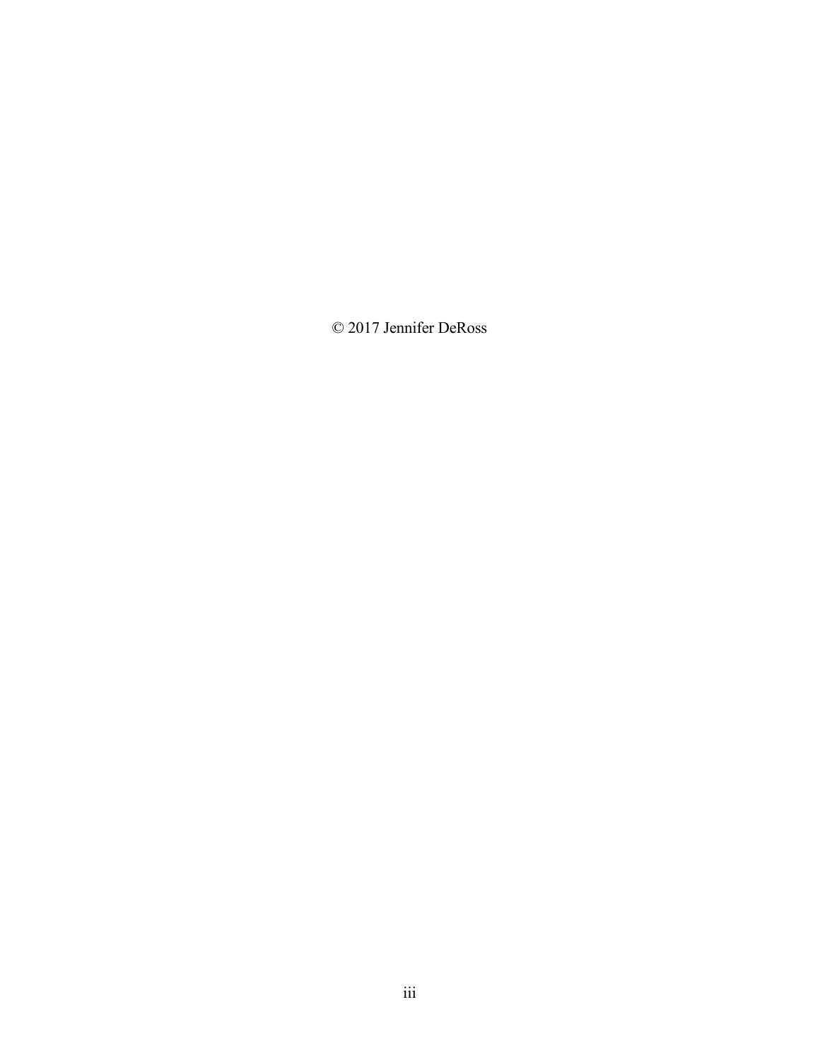© 2017 Jennifer DeRoss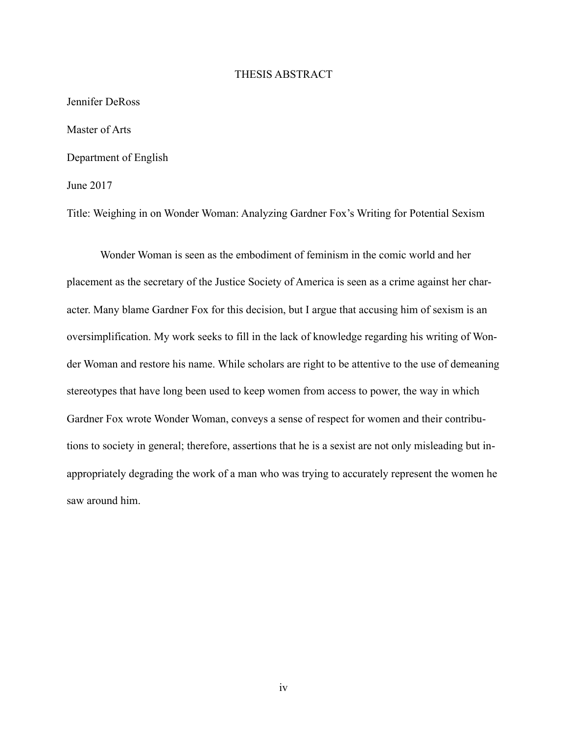# THESIS ABSTRACT

Jennifer DeRoss

Master of Arts

Department of English

June 2017

Title: Weighing in on Wonder Woman: Analyzing Gardner Fox's Writing for Potential Sexism

Wonder Woman is seen as the embodiment of feminism in the comic world and her placement as the secretary of the Justice Society of America is seen as a crime against her character. Many blame Gardner Fox for this decision, but I argue that accusing him of sexism is an oversimplification. My work seeks to fill in the lack of knowledge regarding his writing of Wonder Woman and restore his name. While scholars are right to be attentive to the use of demeaning stereotypes that have long been used to keep women from access to power, the way in which Gardner Fox wrote Wonder Woman, conveys a sense of respect for women and their contributions to society in general; therefore, assertions that he is a sexist are not only misleading but inappropriately degrading the work of a man who was trying to accurately represent the women he saw around him.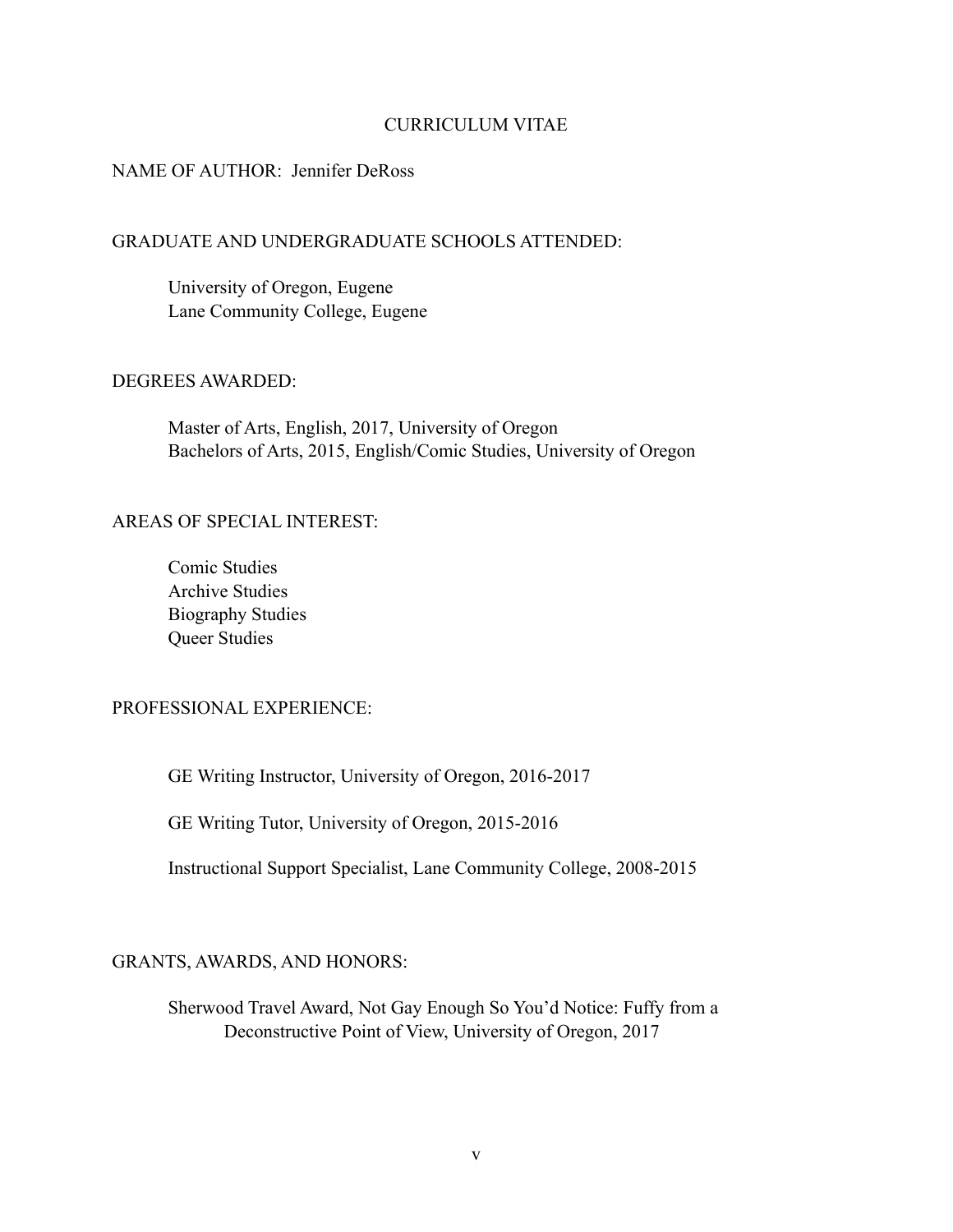# CURRICULUM VITAE

NAME OF AUTHOR: Jennifer DeRoss

## GRADUATE AND UNDERGRADUATE SCHOOLS ATTENDED:

University of Oregon, Eugene
Lane Community College, Eugene

## DEGREES AWARDED:

Master of Arts, English, 2017, University of Oregon
Bachelors of Arts, 2015, English/Comic Studies, University of Oregon

## AREAS OF SPECIAL INTEREST:

Comic Studies
Archive Studies
Biography Studies
Queer Studies

## PROFESSIONAL EXPERIENCE:

GE Writing Instructor, University of Oregon, 2016-2017

GE Writing Tutor, University of Oregon, 2015-2016

Instructional Support Specialist, Lane Community College, 2008-2015

## GRANTS, AWARDS, AND HONORS:

Sherwood Travel Award, Not Gay Enough So You'd Notice: Fuffy from a Deconstructive Point of View, University of Oregon, 2017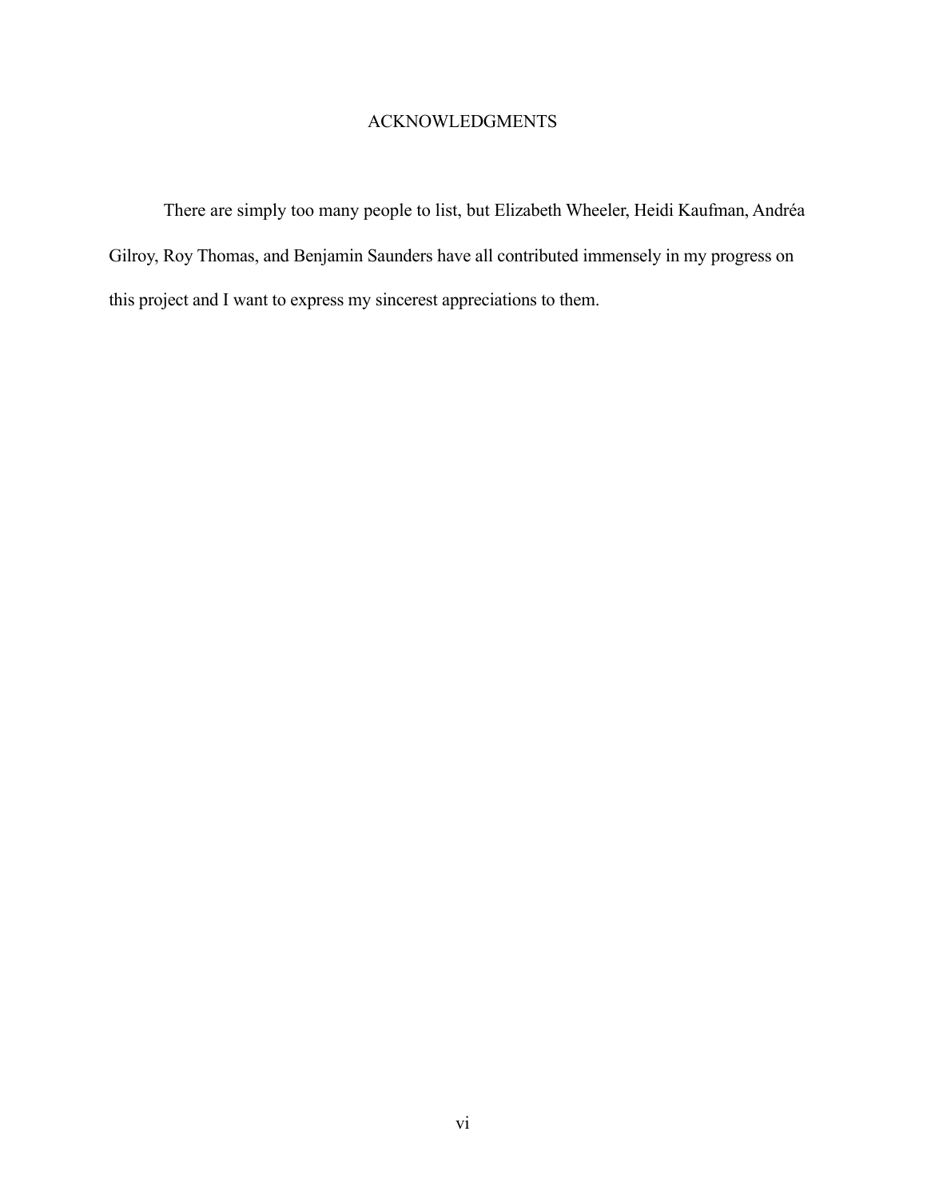# ACKNOWLEDGMENTS

There are simply too many people to list, but Elizabeth Wheeler, Heidi Kaufman, Andréa Gilroy, Roy Thomas, and Benjamin Saunders have all contributed immensely in my progress on this project and I want to express my sincerest appreciations to them.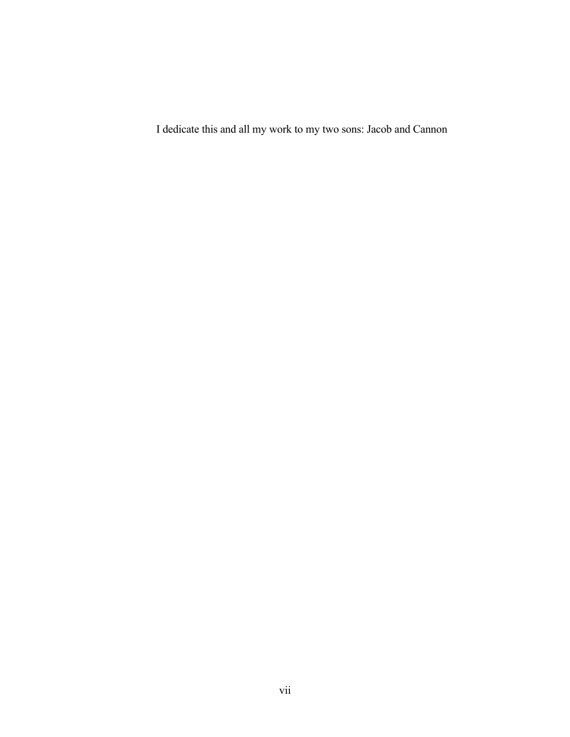I dedicate this and all my work to my two sons: Jacob and Cannon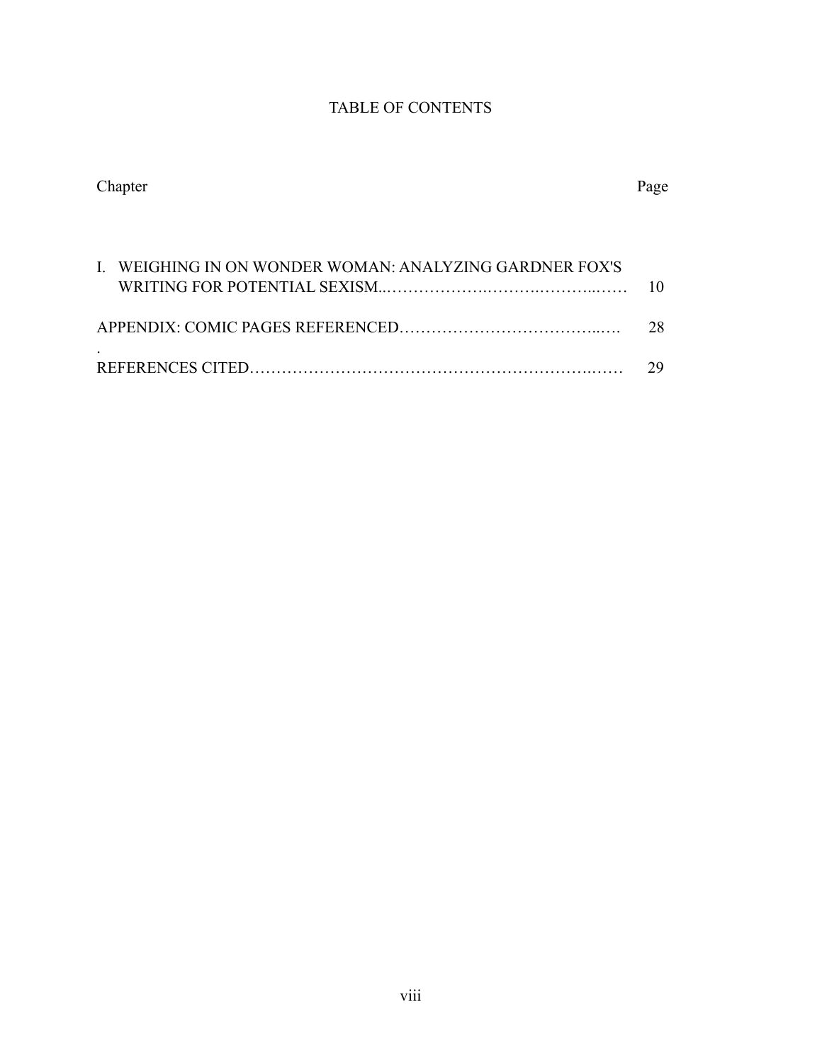# TABLE OF CONTENTS

| Chapter | Page |
|---|---|
| I. WEIGHING IN ON WONDER WOMAN: ANALYZING GARDNER FOX'S WRITING FOR POTENTIAL SEXISM | 10 |
| APPENDIX: COMIC PAGES REFERENCED | 28 |
| REFERENCES CITED | 29 |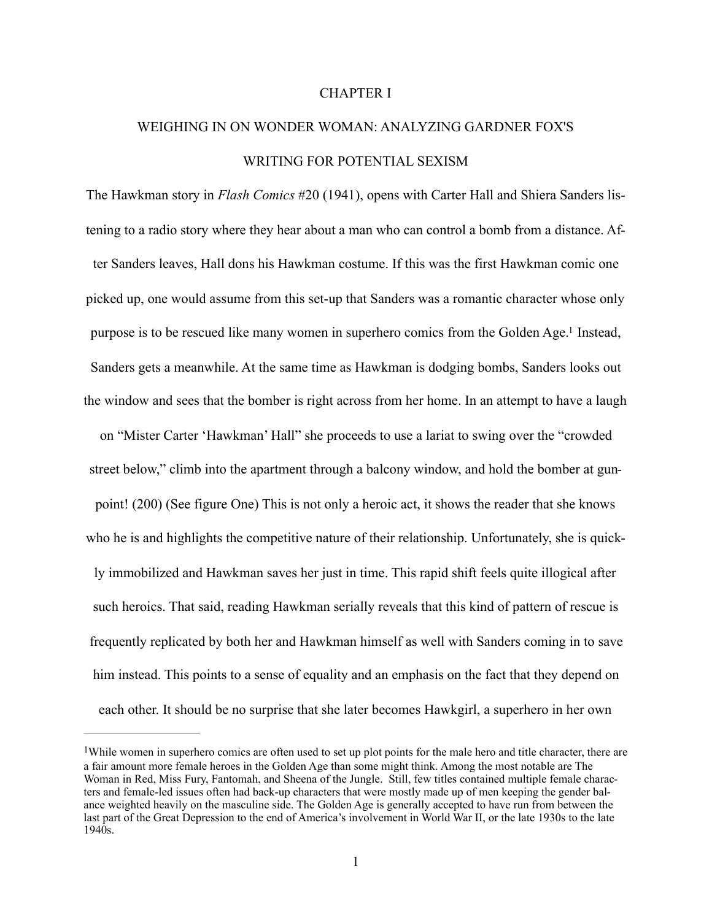# CHAPTER I

## WEIGHING IN ON WONDER WOMAN: ANALYZING GARDNER FOX'S WRITING FOR POTENTIAL SEXISM

The Hawkman story in *Flash Comics* #20 (1941), opens with Carter Hall and Shiera Sanders listening to a radio story where they hear about a man who can control a bomb from a distance. After Sanders leaves, Hall dons his Hawkman costume. If this was the first Hawkman comic one picked up, one would assume from this set-up that Sanders was a romantic character whose only purpose is to be rescued like many women in superhero comics from the Golden Age.[1] Instead, Sanders gets a meanwhile. At the same time as Hawkman is dodging bombs, Sanders looks out the window and sees that the bomber is right across from her home. In an attempt to have a laugh on "Mister Carter 'Hawkman' Hall" she proceeds to use a lariat to swing over the "crowded street below," climb into the apartment through a balcony window, and hold the bomber at gunpoint! (200) (See figure One) This is not only a heroic act, it shows the reader that she knows who he is and highlights the competitive nature of their relationship. Unfortunately, she is quickly immobilized and Hawkman saves her just in time. This rapid shift feels quite illogical after such heroics. That said, reading Hawkman serially reveals that this kind of pattern of rescue is frequently replicated by both her and Hawkman himself as well with Sanders coming in to save him instead. This points to a sense of equality and an emphasis on the fact that they depend on each other. It should be no surprise that she later becomes Hawkgirl, a superhero in her own

---

[1]While women in superhero comics are often used to set up plot points for the male hero and title character, there are a fair amount more female heroes in the Golden Age than some might think. Among the most notable are The Woman in Red, Miss Fury, Fantomah, and Sheena of the Jungle. Still, few titles contained multiple female characters and female-led issues often had back-up characters that were mostly made up of men keeping the gender balance weighted heavily on the masculine side. The Golden Age is generally accepted to have run from between the last part of the Great Depression to the end of America's involvement in World War II, or the late 1930s to the late 1940s.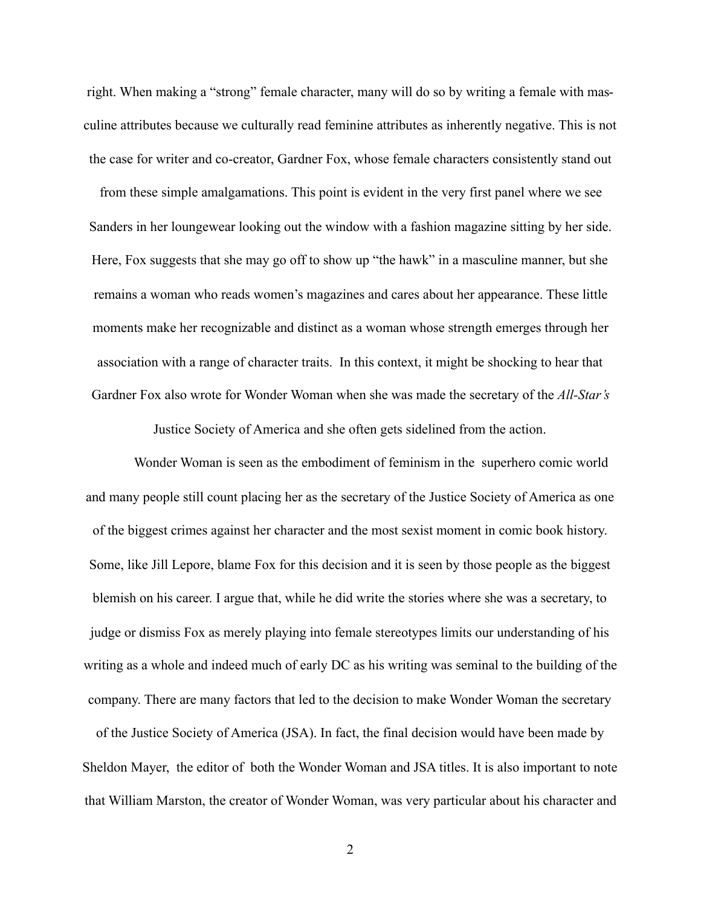right. When making a "strong" female character, many will do so by writing a female with masculine attributes because we culturally read feminine attributes as inherently negative. This is not the case for writer and co-creator, Gardner Fox, whose female characters consistently stand out from these simple amalgamations. This point is evident in the very first panel where we see Sanders in her loungewear looking out the window with a fashion magazine sitting by her side. Here, Fox suggests that she may go off to show up "the hawk" in a masculine manner, but she remains a woman who reads women's magazines and cares about her appearance. These little moments make her recognizable and distinct as a woman whose strength emerges through her association with a range of character traits. In this context, it might be shocking to hear that Gardner Fox also wrote for Wonder Woman when she was made the secretary of the *All-Star's* Justice Society of America and she often gets sidelined from the action.

Wonder Woman is seen as the embodiment of feminism in the superhero comic world and many people still count placing her as the secretary of the Justice Society of America as one of the biggest crimes against her character and the most sexist moment in comic book history. Some, like Jill Lepore, blame Fox for this decision and it is seen by those people as the biggest blemish on his career. I argue that, while he did write the stories where she was a secretary, to judge or dismiss Fox as merely playing into female stereotypes limits our understanding of his writing as a whole and indeed much of early DC as his writing was seminal to the building of the company. There are many factors that led to the decision to make Wonder Woman the secretary of the Justice Society of America (JSA). In fact, the final decision would have been made by Sheldon Mayer, the editor of both the Wonder Woman and JSA titles. It is also important to note that William Marston, the creator of Wonder Woman, was very particular about his character and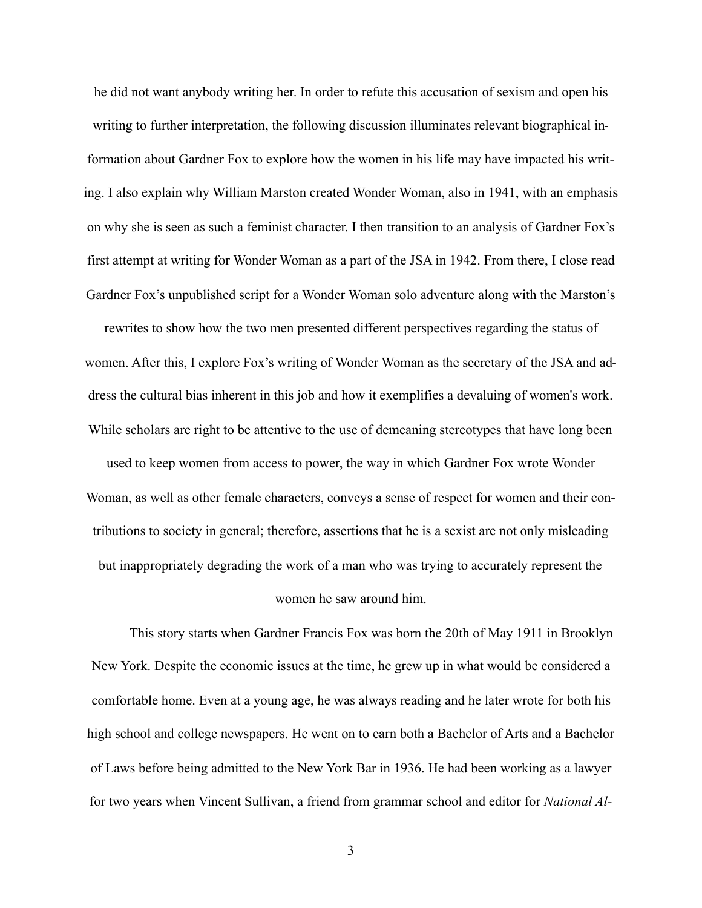he did not want anybody writing her. In order to refute this accusation of sexism and open his writing to further interpretation, the following discussion illuminates relevant biographical information about Gardner Fox to explore how the women in his life may have impacted his writing. I also explain why William Marston created Wonder Woman, also in 1941, with an emphasis on why she is seen as such a feminist character. I then transition to an analysis of Gardner Fox's first attempt at writing for Wonder Woman as a part of the JSA in 1942. From there, I close read Gardner Fox's unpublished script for a Wonder Woman solo adventure along with the Marston's rewrites to show how the two men presented different perspectives regarding the status of women. After this, I explore Fox's writing of Wonder Woman as the secretary of the JSA and address the cultural bias inherent in this job and how it exemplifies a devaluing of women's work. While scholars are right to be attentive to the use of demeaning stereotypes that have long been used to keep women from access to power, the way in which Gardner Fox wrote Wonder Woman, as well as other female characters, conveys a sense of respect for women and their contributions to society in general; therefore, assertions that he is a sexist are not only misleading but inappropriately degrading the work of a man who was trying to accurately represent the women he saw around him.

This story starts when Gardner Francis Fox was born the 20th of May 1911 in Brooklyn New York. Despite the economic issues at the time, he grew up in what would be considered a comfortable home. Even at a young age, he was always reading and he later wrote for both his high school and college newspapers. He went on to earn both a Bachelor of Arts and a Bachelor of Laws before being admitted to the New York Bar in 1936. He had been working as a lawyer for two years when Vincent Sullivan, a friend from grammar school and editor for *National Al-*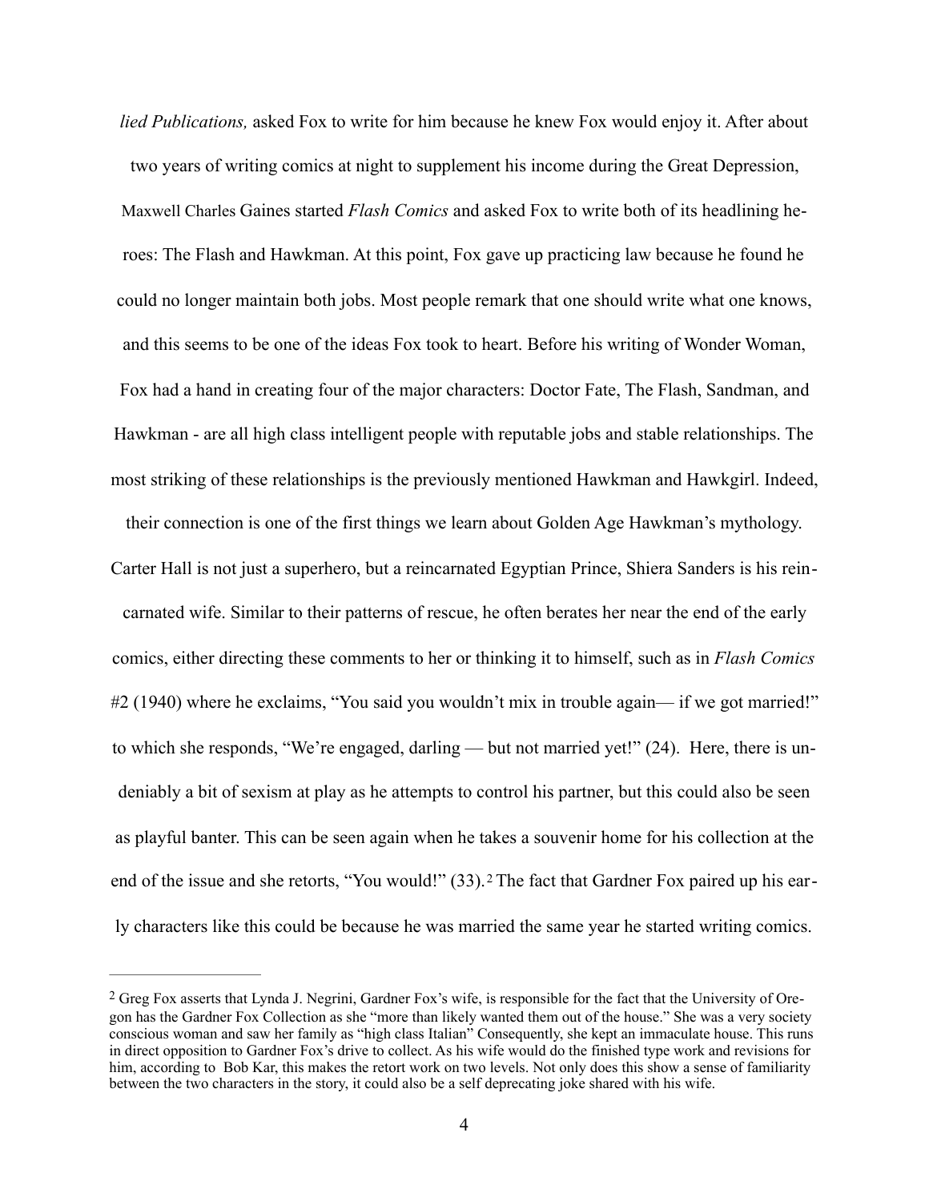*lied Publications,* asked Fox to write for him because he knew Fox would enjoy it. After about two years of writing comics at night to supplement his income during the Great Depression, Maxwell Charles Gaines started *Flash Comics* and asked Fox to write both of its headlining heroes: The Flash and Hawkman. At this point, Fox gave up practicing law because he found he could no longer maintain both jobs. Most people remark that one should write what one knows, and this seems to be one of the ideas Fox took to heart. Before his writing of Wonder Woman, Fox had a hand in creating four of the major characters: Doctor Fate, The Flash, Sandman, and Hawkman - are all high class intelligent people with reputable jobs and stable relationships. The most striking of these relationships is the previously mentioned Hawkman and Hawkgirl. Indeed, their connection is one of the first things we learn about Golden Age Hawkman's mythology. Carter Hall is not just a superhero, but a reincarnated Egyptian Prince, Shiera Sanders is his reincarnated wife. Similar to their patterns of rescue, he often berates her near the end of the early comics, either directing these comments to her or thinking it to himself, such as in *Flash Comics* #2 (1940) where he exclaims, "You said you wouldn't mix in trouble again— if we got married!" to which she responds, "We're engaged, darling — but not married yet!" (24). Here, there is undeniably a bit of sexism at play as he attempts to control his partner, but this could also be seen as playful banter. This can be seen again when he takes a souvenir home for his collection at the end of the issue and she retorts, "You would!" (33).[2] The fact that Gardner Fox paired up his early characters like this could be because he was married the same year he started writing comics.

---

[2] Greg Fox asserts that Lynda J. Negrini, Gardner Fox's wife, is responsible for the fact that the University of Oregon has the Gardner Fox Collection as she "more than likely wanted them out of the house." She was a very society conscious woman and saw her family as "high class Italian" Consequently, she kept an immaculate house. This runs in direct opposition to Gardner Fox's drive to collect. As his wife would do the finished type work and revisions for him, according to Bob Kar, this makes the retort work on two levels. Not only does this show a sense of familiarity between the two characters in the story, it could also be a self deprecating joke shared with his wife.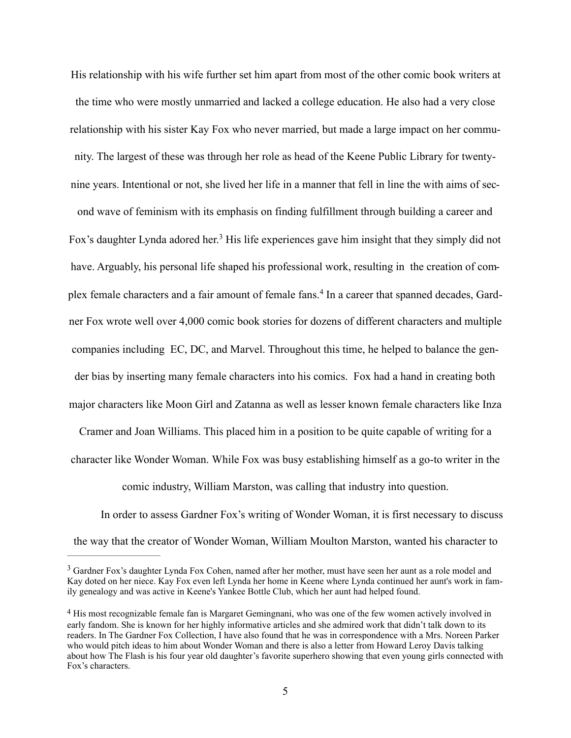His relationship with his wife further set him apart from most of the other comic book writers at the time who were mostly unmarried and lacked a college education. He also had a very close relationship with his sister Kay Fox who never married, but made a large impact on her community. The largest of these was through her role as head of the Keene Public Library for twenty-nine years. Intentional or not, she lived her life in a manner that fell in line the with aims of second wave of feminism with its emphasis on finding fulfillment through building a career and Fox's daughter Lynda adored her.[3] His life experiences gave him insight that they simply did not have. Arguably, his personal life shaped his professional work, resulting in the creation of complex female characters and a fair amount of female fans.[4] In a career that spanned decades, Gardner Fox wrote well over 4,000 comic book stories for dozens of different characters and multiple companies including EC, DC, and Marvel. Throughout this time, he helped to balance the gender bias by inserting many female characters into his comics. Fox had a hand in creating both major characters like Moon Girl and Zatanna as well as lesser known female characters like Inza Cramer and Joan Williams. This placed him in a position to be quite capable of writing for a character like Wonder Woman. While Fox was busy establishing himself as a go-to writer in the comic industry, William Marston, was calling that industry into question.

In order to assess Gardner Fox's writing of Wonder Woman, it is first necessary to discuss the way that the creator of Wonder Woman, William Moulton Marston, wanted his character to

---

[3] Gardner Fox's daughter Lynda Fox Cohen, named after her mother, must have seen her aunt as a role model and Kay doted on her niece. Kay Fox even left Lynda her home in Keene where Lynda continued her aunt's work in family genealogy and was active in Keene's Yankee Bottle Club, which her aunt had helped found.

[4] His most recognizable female fan is Margaret Gemingnani, who was one of the few women actively involved in early fandom. She is known for her highly informative articles and she admired work that didn't talk down to its readers. In The Gardner Fox Collection, I have also found that he was in correspondence with a Mrs. Noreen Parker who would pitch ideas to him about Wonder Woman and there is also a letter from Howard Leroy Davis talking about how The Flash is his four year old daughter's favorite superhero showing that even young girls connected with Fox's characters.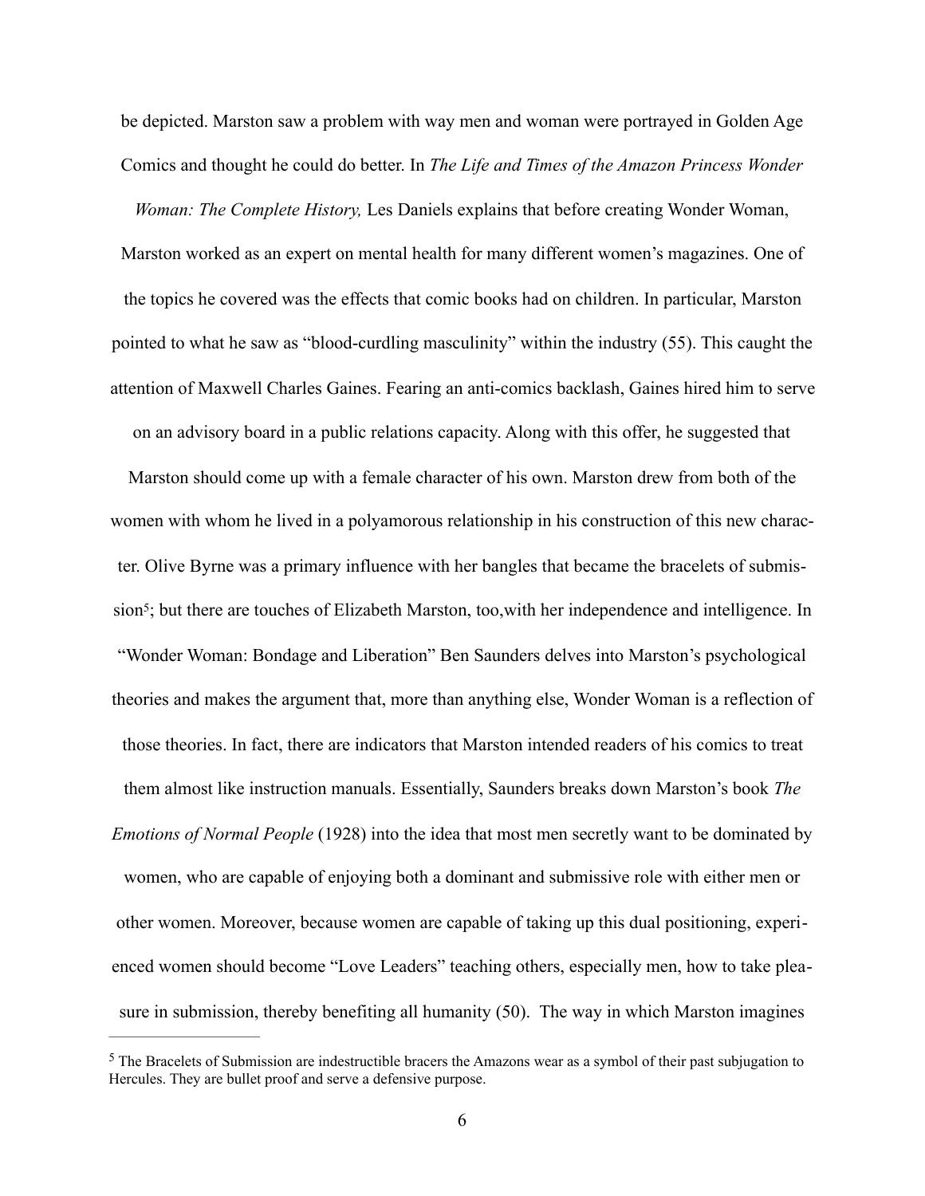be depicted. Marston saw a problem with way men and woman were portrayed in Golden Age Comics and thought he could do better. In *The Life and Times of the Amazon Princess Wonder Woman: The Complete History,* Les Daniels explains that before creating Wonder Woman, Marston worked as an expert on mental health for many different women's magazines. One of the topics he covered was the effects that comic books had on children. In particular, Marston pointed to what he saw as "blood-curdling masculinity" within the industry (55). This caught the attention of Maxwell Charles Gaines. Fearing an anti-comics backlash, Gaines hired him to serve on an advisory board in a public relations capacity. Along with this offer, he suggested that Marston should come up with a female character of his own. Marston drew from both of the women with whom he lived in a polyamorous relationship in his construction of this new character. Olive Byrne was a primary influence with her bangles that became the bracelets of submission[5]; but there are touches of Elizabeth Marston, too,with her independence and intelligence. In "Wonder Woman: Bondage and Liberation" Ben Saunders delves into Marston's psychological theories and makes the argument that, more than anything else, Wonder Woman is a reflection of those theories. In fact, there are indicators that Marston intended readers of his comics to treat them almost like instruction manuals. Essentially, Saunders breaks down Marston's book *The Emotions of Normal People* (1928) into the idea that most men secretly want to be dominated by women, who are capable of enjoying both a dominant and submissive role with either men or other women. Moreover, because women are capable of taking up this dual positioning, experienced women should become "Love Leaders" teaching others, especially men, how to take pleasure in submission, thereby benefiting all humanity (50). The way in which Marston imagines

---

[5] The Bracelets of Submission are indestructible bracers the Amazons wear as a symbol of their past subjugation to Hercules. They are bullet proof and serve a defensive purpose.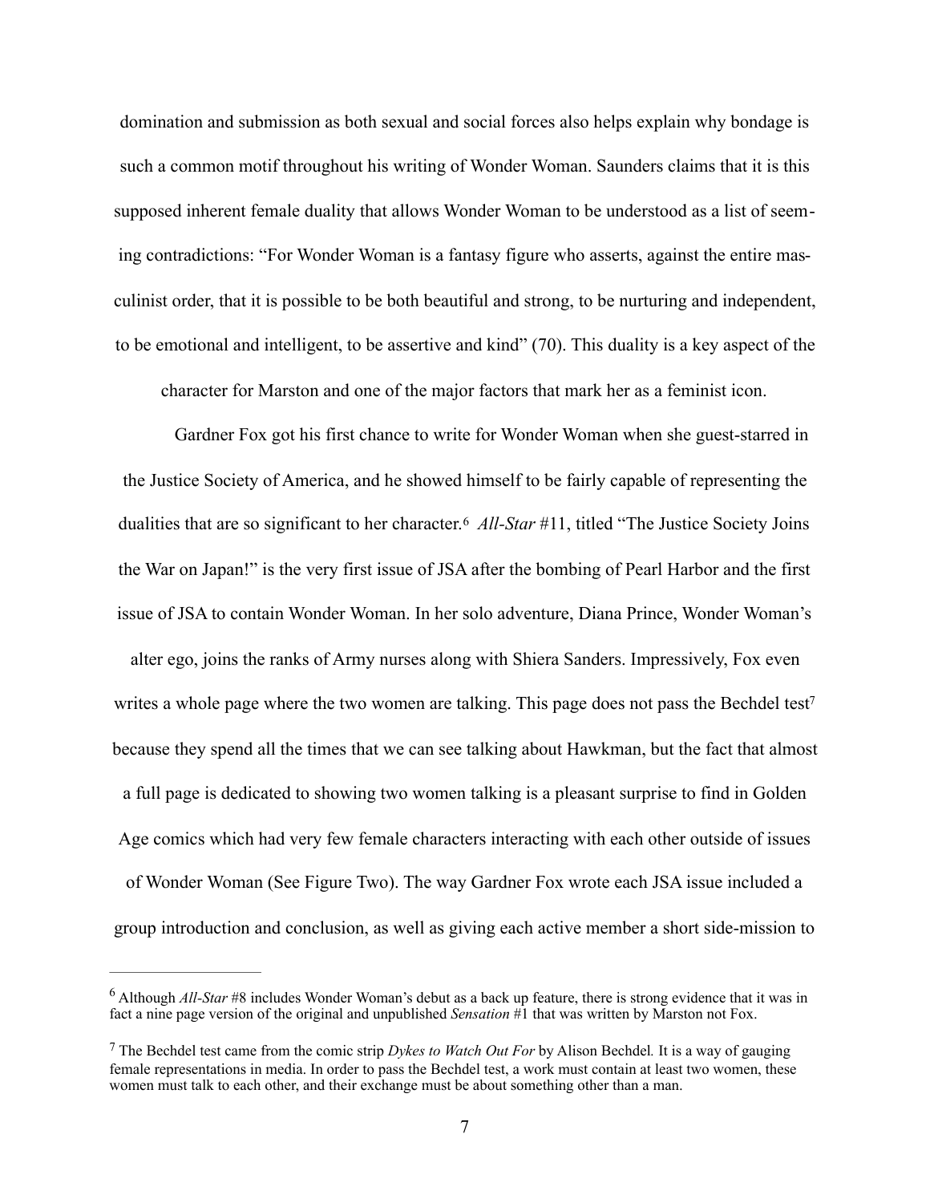domination and submission as both sexual and social forces also helps explain why bondage is such a common motif throughout his writing of Wonder Woman. Saunders claims that it is this supposed inherent female duality that allows Wonder Woman to be understood as a list of seeming contradictions: "For Wonder Woman is a fantasy figure who asserts, against the entire masculinist order, that it is possible to be both beautiful and strong, to be nurturing and independent, to be emotional and intelligent, to be assertive and kind" (70). This duality is a key aspect of the character for Marston and one of the major factors that mark her as a feminist icon.

Gardner Fox got his first chance to write for Wonder Woman when she guest-starred in the Justice Society of America, and he showed himself to be fairly capable of representing the dualities that are so significant to her character.[6] *All-Star* #11, titled "The Justice Society Joins the War on Japan!" is the very first issue of JSA after the bombing of Pearl Harbor and the first issue of JSA to contain Wonder Woman. In her solo adventure, Diana Prince, Wonder Woman's alter ego, joins the ranks of Army nurses along with Shiera Sanders. Impressively, Fox even writes a whole page where the two women are talking. This page does not pass the Bechdel test[7] because they spend all the times that we can see talking about Hawkman, but the fact that almost a full page is dedicated to showing two women talking is a pleasant surprise to find in Golden Age comics which had very few female characters interacting with each other outside of issues of Wonder Woman (See Figure Two). The way Gardner Fox wrote each JSA issue included a group introduction and conclusion, as well as giving each active member a short side-mission to

[6] Although *All-Star* #8 includes Wonder Woman's debut as a back up feature, there is strong evidence that it was in fact a nine page version of the original and unpublished *Sensation* #1 that was written by Marston not Fox.

[7] The Bechdel test came from the comic strip *Dykes to Watch Out For* by Alison Bechdel. It is a way of gauging female representations in media. In order to pass the Bechdel test, a work must contain at least two women, these women must talk to each other, and their exchange must be about something other than a man.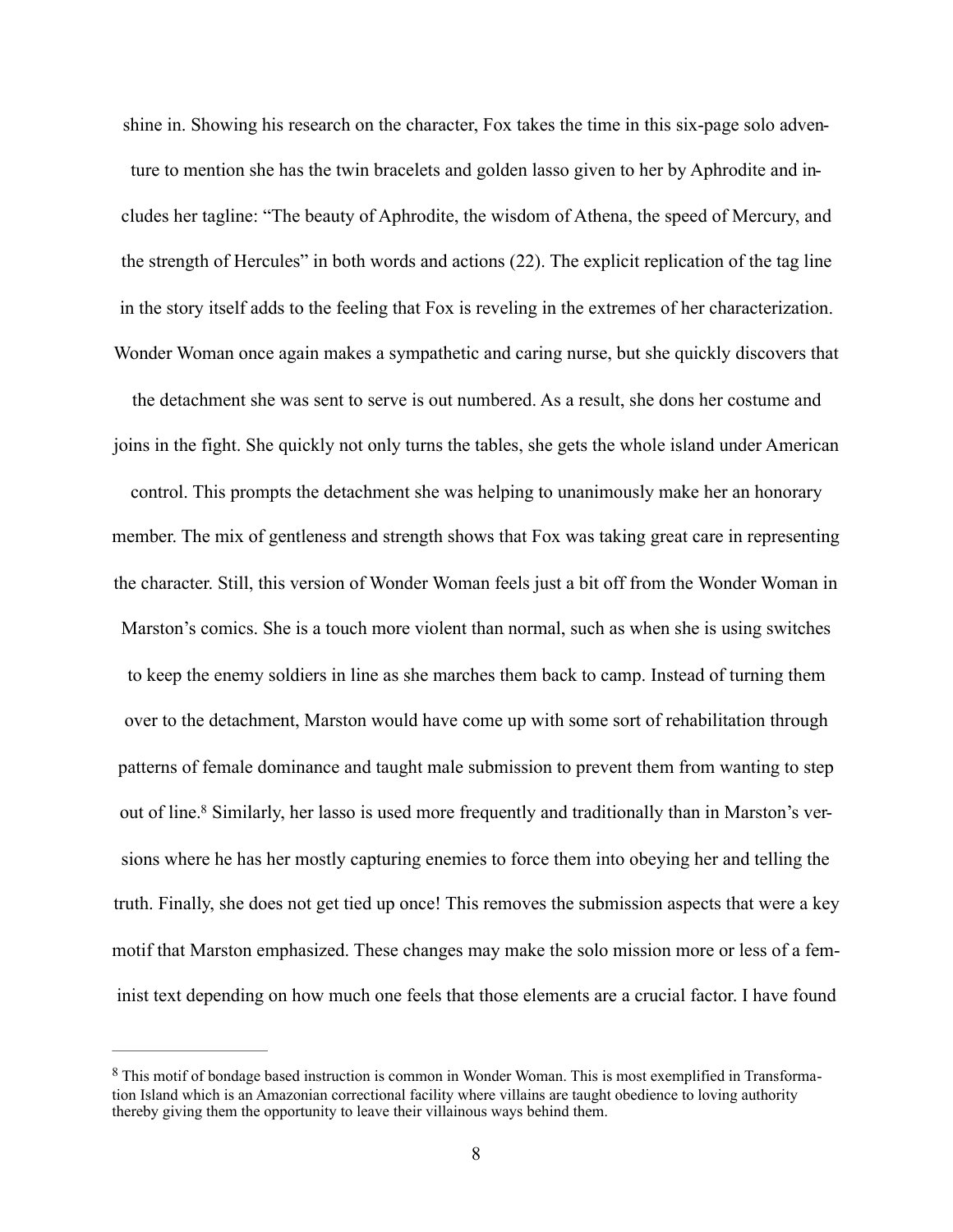shine in. Showing his research on the character, Fox takes the time in this six-page solo adventure to mention she has the twin bracelets and golden lasso given to her by Aphrodite and includes her tagline: "The beauty of Aphrodite, the wisdom of Athena, the speed of Mercury, and the strength of Hercules" in both words and actions (22). The explicit replication of the tag line in the story itself adds to the feeling that Fox is reveling in the extremes of her characterization. Wonder Woman once again makes a sympathetic and caring nurse, but she quickly discovers that the detachment she was sent to serve is out numbered. As a result, she dons her costume and joins in the fight. She quickly not only turns the tables, she gets the whole island under American control. This prompts the detachment she was helping to unanimously make her an honorary member. The mix of gentleness and strength shows that Fox was taking great care in representing the character. Still, this version of Wonder Woman feels just a bit off from the Wonder Woman in Marston's comics. She is a touch more violent than normal, such as when she is using switches to keep the enemy soldiers in line as she marches them back to camp. Instead of turning them over to the detachment, Marston would have come up with some sort of rehabilitation through patterns of female dominance and taught male submission to prevent them from wanting to step out of line.[8] Similarly, her lasso is used more frequently and traditionally than in Marston's versions where he has her mostly capturing enemies to force them into obeying her and telling the truth. Finally, she does not get tied up once! This removes the submission aspects that were a key motif that Marston emphasized. These changes may make the solo mission more or less of a feminist text depending on how much one feels that those elements are a crucial factor. I have found

---

[8] This motif of bondage based instruction is common in Wonder Woman. This is most exemplified in Transformation Island which is an Amazonian correctional facility where villains are taught obedience to loving authority thereby giving them the opportunity to leave their villainous ways behind them.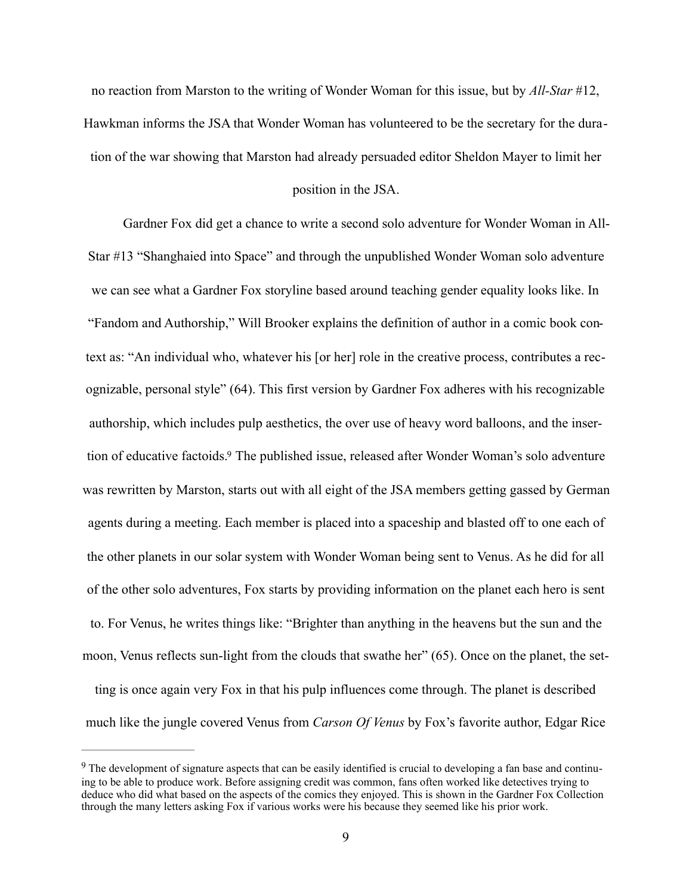no reaction from Marston to the writing of Wonder Woman for this issue, but by *All-Star* #12, Hawkman informs the JSA that Wonder Woman has volunteered to be the secretary for the duration of the war showing that Marston had already persuaded editor Sheldon Mayer to limit her position in the JSA.

Gardner Fox did get a chance to write a second solo adventure for Wonder Woman in All-Star #13 "Shanghaied into Space" and through the unpublished Wonder Woman solo adventure we can see what a Gardner Fox storyline based around teaching gender equality looks like. In "Fandom and Authorship," Will Brooker explains the definition of author in a comic book context as: "An individual who, whatever his [or her] role in the creative process, contributes a recognizable, personal style" (64). This first version by Gardner Fox adheres with his recognizable authorship, which includes pulp aesthetics, the over use of heavy word balloons, and the insertion of educative factoids.[9] The published issue, released after Wonder Woman's solo adventure was rewritten by Marston, starts out with all eight of the JSA members getting gassed by German agents during a meeting. Each member is placed into a spaceship and blasted off to one each of the other planets in our solar system with Wonder Woman being sent to Venus. As he did for all of the other solo adventures, Fox starts by providing information on the planet each hero is sent to. For Venus, he writes things like: "Brighter than anything in the heavens but the sun and the moon, Venus reflects sun-light from the clouds that swathe her" (65). Once on the planet, the setting is once again very Fox in that his pulp influences come through. The planet is described much like the jungle covered Venus from *Carson Of Venus* by Fox's favorite author, Edgar Rice

[9] The development of signature aspects that can be easily identified is crucial to developing a fan base and continuing to be able to produce work. Before assigning credit was common, fans often worked like detectives trying to deduce who did what based on the aspects of the comics they enjoyed. This is shown in the Gardner Fox Collection through the many letters asking Fox if various works were his because they seemed like his prior work.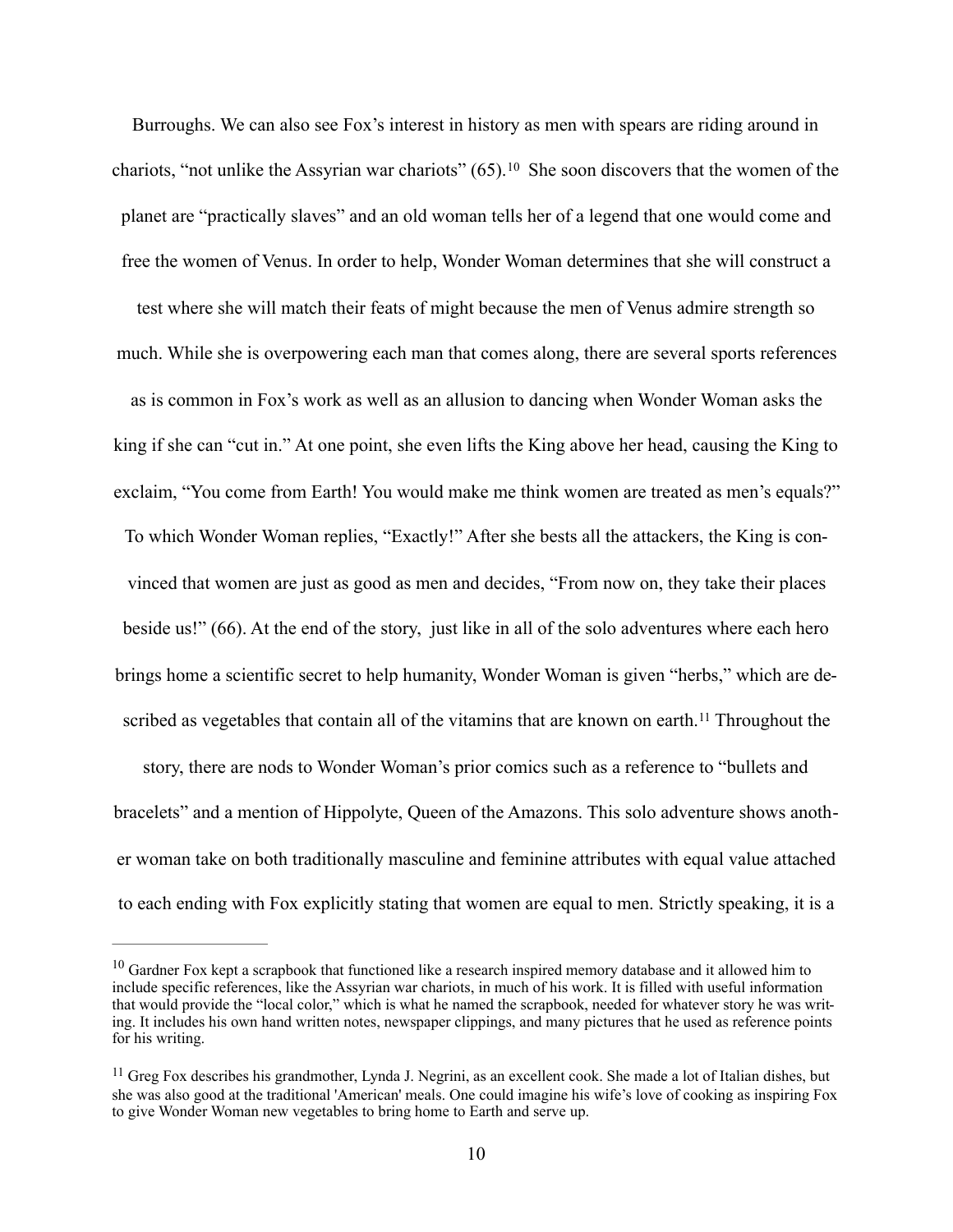Burroughs. We can also see Fox's interest in history as men with spears are riding around in chariots, "not unlike the Assyrian war chariots" (65).[10] She soon discovers that the women of the planet are "practically slaves" and an old woman tells her of a legend that one would come and free the women of Venus. In order to help, Wonder Woman determines that she will construct a test where she will match their feats of might because the men of Venus admire strength so much. While she is overpowering each man that comes along, there are several sports references as is common in Fox's work as well as an allusion to dancing when Wonder Woman asks the king if she can "cut in." At one point, she even lifts the King above her head, causing the King to exclaim, "You come from Earth! You would make me think women are treated as men's equals?" To which Wonder Woman replies, "Exactly!" After she bests all the attackers, the King is convinced that women are just as good as men and decides, "From now on, they take their places beside us!" (66). At the end of the story, just like in all of the solo adventures where each hero brings home a scientific secret to help humanity, Wonder Woman is given "herbs," which are described as vegetables that contain all of the vitamins that are known on earth.[11] Throughout the story, there are nods to Wonder Woman's prior comics such as a reference to "bullets and bracelets" and a mention of Hippolyte, Queen of the Amazons. This solo adventure shows another woman take on both traditionally masculine and feminine attributes with equal value attached to each ending with Fox explicitly stating that women are equal to men. Strictly speaking, it is a

---

[10] Gardner Fox kept a scrapbook that functioned like a research inspired memory database and it allowed him to include specific references, like the Assyrian war chariots, in much of his work. It is filled with useful information that would provide the "local color," which is what he named the scrapbook, needed for whatever story he was writing. It includes his own hand written notes, newspaper clippings, and many pictures that he used as reference points for his writing.

[11] Greg Fox describes his grandmother, Lynda J. Negrini, as an excellent cook. She made a lot of Italian dishes, but she was also good at the traditional 'American' meals. One could imagine his wife's love of cooking as inspiring Fox to give Wonder Woman new vegetables to bring home to Earth and serve up.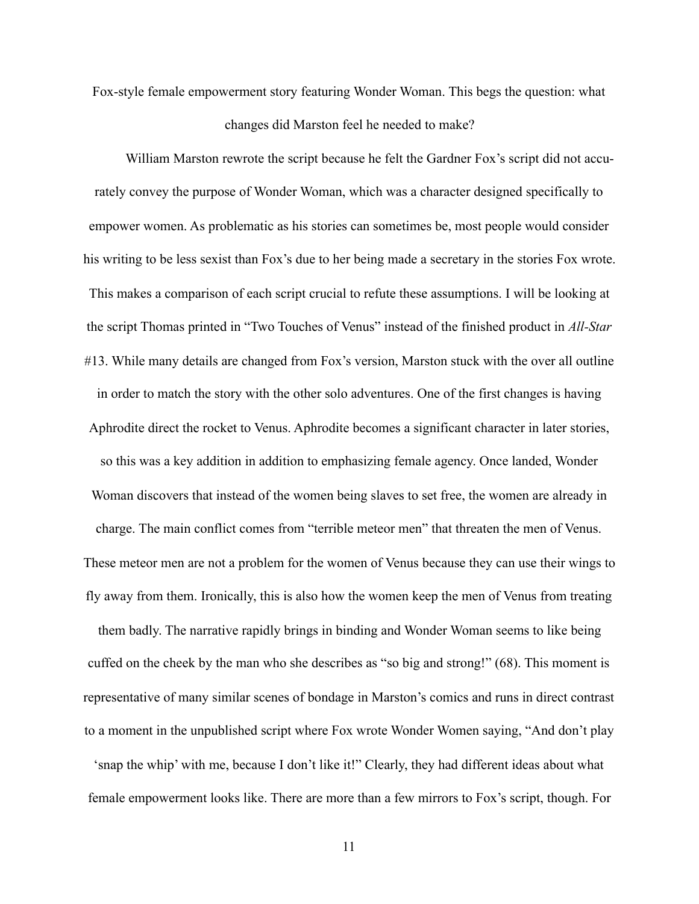Fox-style female empowerment story featuring Wonder Woman. This begs the question: what changes did Marston feel he needed to make?

William Marston rewrote the script because he felt the Gardner Fox's script did not accurately convey the purpose of Wonder Woman, which was a character designed specifically to empower women. As problematic as his stories can sometimes be, most people would consider his writing to be less sexist than Fox's due to her being made a secretary in the stories Fox wrote. This makes a comparison of each script crucial to refute these assumptions. I will be looking at the script Thomas printed in "Two Touches of Venus" instead of the finished product in *All-Star* #13. While many details are changed from Fox's version, Marston stuck with the over all outline in order to match the story with the other solo adventures. One of the first changes is having Aphrodite direct the rocket to Venus. Aphrodite becomes a significant character in later stories, so this was a key addition in addition to emphasizing female agency. Once landed, Wonder Woman discovers that instead of the women being slaves to set free, the women are already in charge. The main conflict comes from "terrible meteor men" that threaten the men of Venus. These meteor men are not a problem for the women of Venus because they can use their wings to fly away from them. Ironically, this is also how the women keep the men of Venus from treating them badly. The narrative rapidly brings in binding and Wonder Woman seems to like being cuffed on the cheek by the man who she describes as "so big and strong!" (68). This moment is representative of many similar scenes of bondage in Marston's comics and runs in direct contrast to a moment in the unpublished script where Fox wrote Wonder Women saying, "And don't play 'snap the whip' with me, because I don't like it!" Clearly, they had different ideas about what female empowerment looks like. There are more than a few mirrors to Fox's script, though. For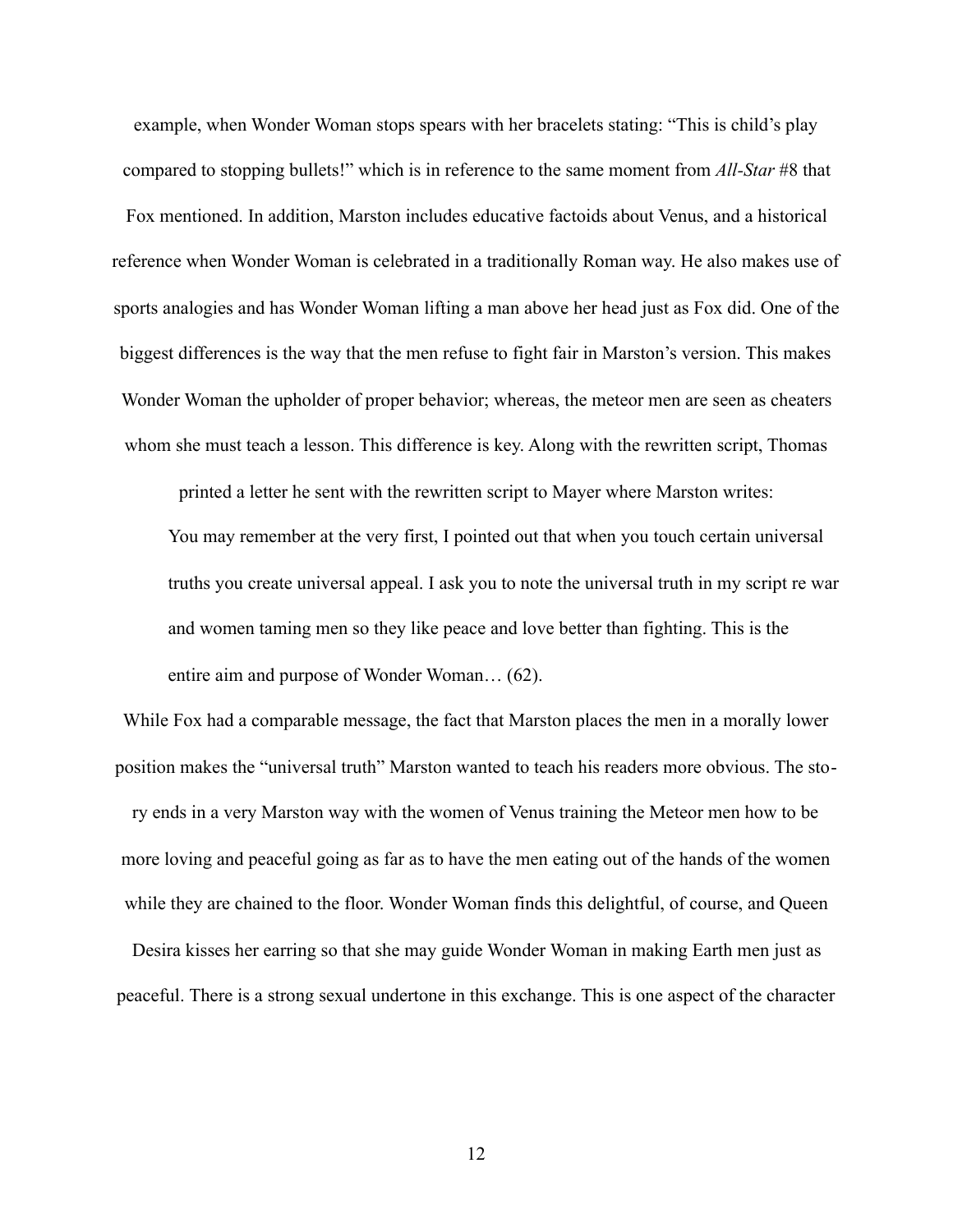example, when Wonder Woman stops spears with her bracelets stating: "This is child's play compared to stopping bullets!" which is in reference to the same moment from *All-Star* #8 that Fox mentioned. In addition, Marston includes educative factoids about Venus, and a historical reference when Wonder Woman is celebrated in a traditionally Roman way. He also makes use of sports analogies and has Wonder Woman lifting a man above her head just as Fox did. One of the biggest differences is the way that the men refuse to fight fair in Marston's version. This makes Wonder Woman the upholder of proper behavior; whereas, the meteor men are seen as cheaters whom she must teach a lesson. This difference is key. Along with the rewritten script, Thomas printed a letter he sent with the rewritten script to Mayer where Marston writes:

> You may remember at the very first, I pointed out that when you touch certain universal truths you create universal appeal. I ask you to note the universal truth in my script re war and women taming men so they like peace and love better than fighting. This is the entire aim and purpose of Wonder Woman… (62).

While Fox had a comparable message, the fact that Marston places the men in a morally lower position makes the "universal truth" Marston wanted to teach his readers more obvious. The story ends in a very Marston way with the women of Venus training the Meteor men how to be more loving and peaceful going as far as to have the men eating out of the hands of the women while they are chained to the floor. Wonder Woman finds this delightful, of course, and Queen Desira kisses her earring so that she may guide Wonder Woman in making Earth men just as peaceful. There is a strong sexual undertone in this exchange. This is one aspect of the character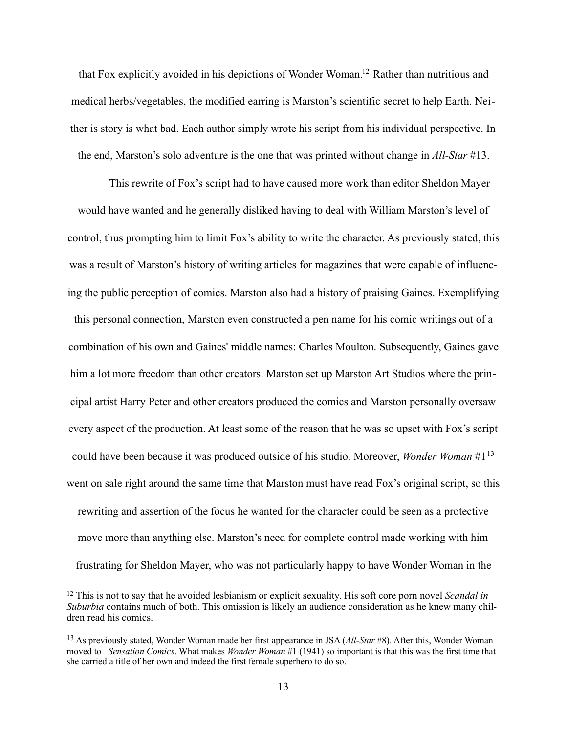that Fox explicitly avoided in his depictions of Wonder Woman.[12] Rather than nutritious and medical herbs/vegetables, the modified earring is Marston's scientific secret to help Earth. Neither is story is what bad. Each author simply wrote his script from his individual perspective. In the end, Marston's solo adventure is the one that was printed without change in *All-Star* #13.

This rewrite of Fox's script had to have caused more work than editor Sheldon Mayer would have wanted and he generally disliked having to deal with William Marston's level of control, thus prompting him to limit Fox's ability to write the character. As previously stated, this was a result of Marston's history of writing articles for magazines that were capable of influencing the public perception of comics. Marston also had a history of praising Gaines. Exemplifying this personal connection, Marston even constructed a pen name for his comic writings out of a combination of his own and Gaines' middle names: Charles Moulton. Subsequently, Gaines gave him a lot more freedom than other creators. Marston set up Marston Art Studios where the principal artist Harry Peter and other creators produced the comics and Marston personally oversaw every aspect of the production. At least some of the reason that he was so upset with Fox's script could have been because it was produced outside of his studio. Moreover, *Wonder Woman* #1[13] went on sale right around the same time that Marston must have read Fox's original script, so this rewriting and assertion of the focus he wanted for the character could be seen as a protective move more than anything else. Marston's need for complete control made working with him frustrating for Sheldon Mayer, who was not particularly happy to have Wonder Woman in the

---

[12] This is not to say that he avoided lesbianism or explicit sexuality. His soft core porn novel *Scandal in Suburbia* contains much of both. This omission is likely an audience consideration as he knew many children read his comics.

[13] As previously stated, Wonder Woman made her first appearance in JSA (*All-Star* #8). After this, Wonder Woman moved to *Sensation Comics*. What makes *Wonder Woman* #1 (1941) so important is that this was the first time that she carried a title of her own and indeed the first female superhero to do so.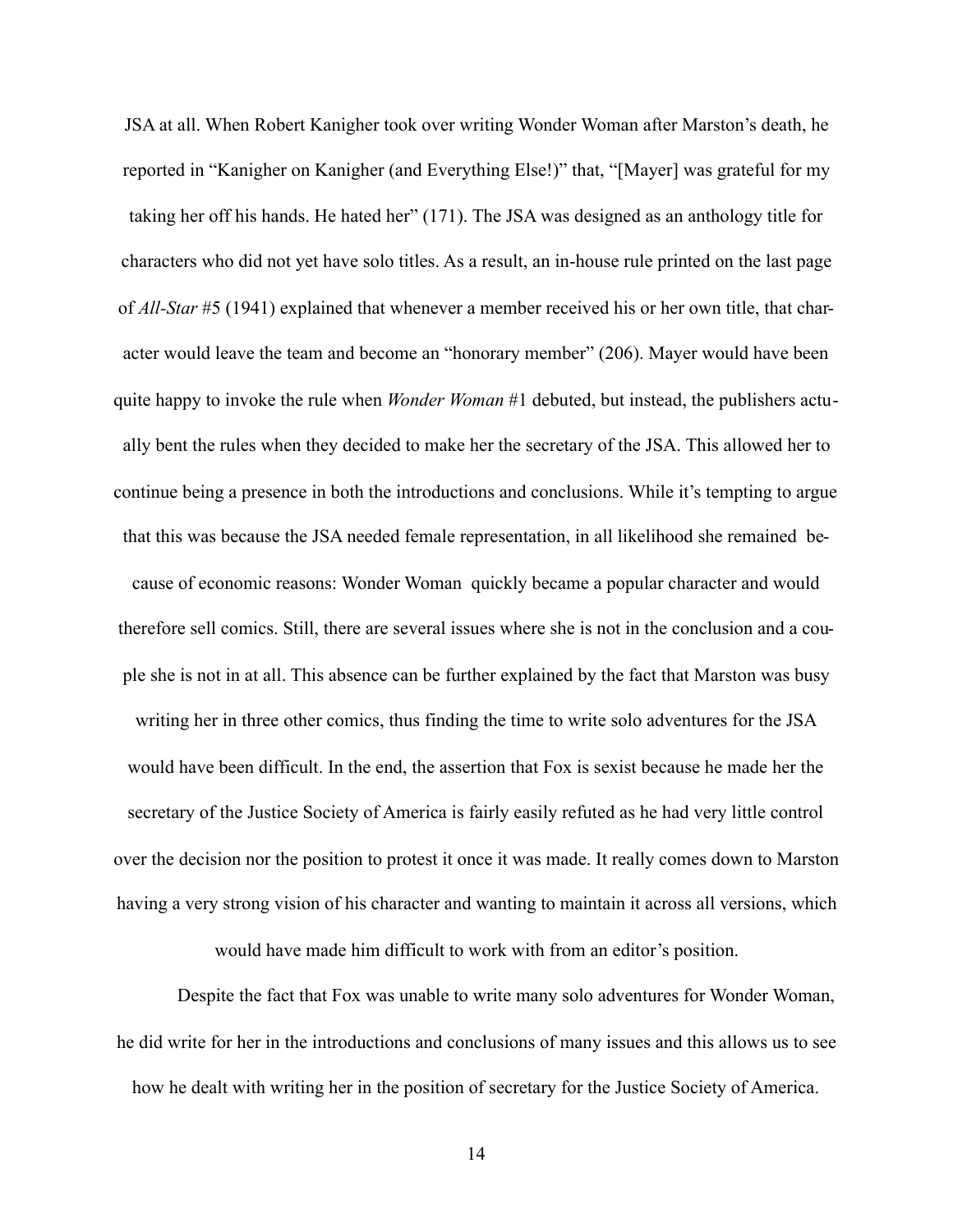JSA at all. When Robert Kanigher took over writing Wonder Woman after Marston's death, he reported in "Kanigher on Kanigher (and Everything Else!)" that, "[Mayer] was grateful for my taking her off his hands. He hated her" (171). The JSA was designed as an anthology title for characters who did not yet have solo titles. As a result, an in-house rule printed on the last page of *All-Star* #5 (1941) explained that whenever a member received his or her own title, that character would leave the team and become an "honorary member" (206). Mayer would have been quite happy to invoke the rule when *Wonder Woman* #1 debuted, but instead, the publishers actually bent the rules when they decided to make her the secretary of the JSA. This allowed her to continue being a presence in both the introductions and conclusions. While it's tempting to argue that this was because the JSA needed female representation, in all likelihood she remained because of economic reasons: Wonder Woman quickly became a popular character and would therefore sell comics. Still, there are several issues where she is not in the conclusion and a couple she is not in at all. This absence can be further explained by the fact that Marston was busy writing her in three other comics, thus finding the time to write solo adventures for the JSA would have been difficult. In the end, the assertion that Fox is sexist because he made her the secretary of the Justice Society of America is fairly easily refuted as he had very little control over the decision nor the position to protest it once it was made. It really comes down to Marston having a very strong vision of his character and wanting to maintain it across all versions, which would have made him difficult to work with from an editor's position.

Despite the fact that Fox was unable to write many solo adventures for Wonder Woman, he did write for her in the introductions and conclusions of many issues and this allows us to see how he dealt with writing her in the position of secretary for the Justice Society of America.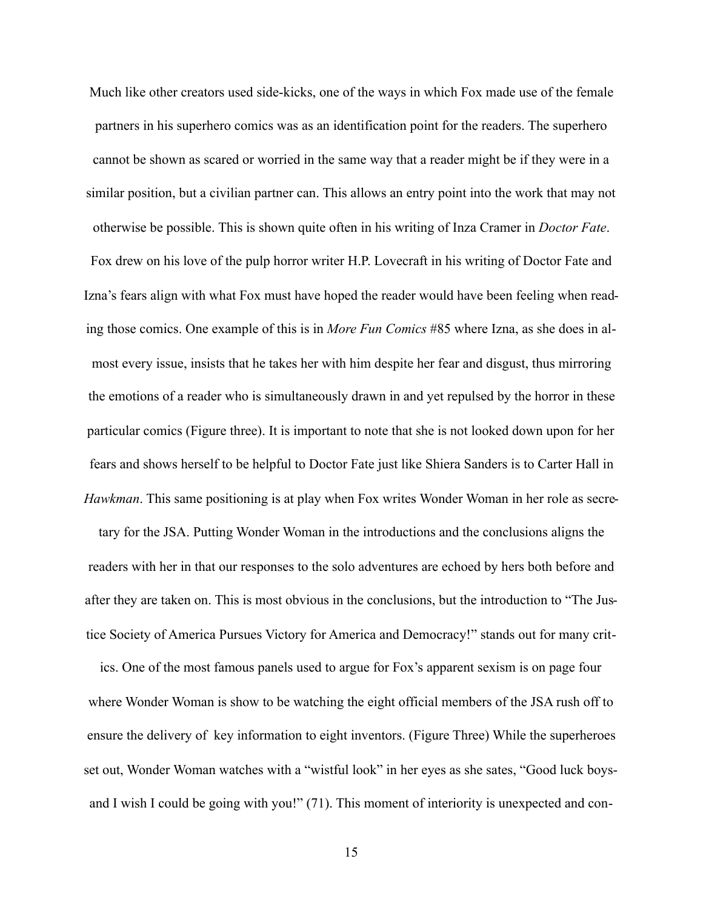Much like other creators used side-kicks, one of the ways in which Fox made use of the female partners in his superhero comics was as an identification point for the readers. The superhero cannot be shown as scared or worried in the same way that a reader might be if they were in a similar position, but a civilian partner can. This allows an entry point into the work that may not otherwise be possible. This is shown quite often in his writing of Inza Cramer in *Doctor Fate*. Fox drew on his love of the pulp horror writer H.P. Lovecraft in his writing of Doctor Fate and Izna's fears align with what Fox must have hoped the reader would have been feeling when reading those comics. One example of this is in *More Fun Comics* #85 where Izna, as she does in almost every issue, insists that he takes her with him despite her fear and disgust, thus mirroring the emotions of a reader who is simultaneously drawn in and yet repulsed by the horror in these particular comics (Figure three). It is important to note that she is not looked down upon for her fears and shows herself to be helpful to Doctor Fate just like Shiera Sanders is to Carter Hall in *Hawkman*. This same positioning is at play when Fox writes Wonder Woman in her role as secretary for the JSA. Putting Wonder Woman in the introductions and the conclusions aligns the readers with her in that our responses to the solo adventures are echoed by hers both before and after they are taken on. This is most obvious in the conclusions, but the introduction to "The Justice Society of America Pursues Victory for America and Democracy!" stands out for many critics. One of the most famous panels used to argue for Fox's apparent sexism is on page four where Wonder Woman is show to be watching the eight official members of the JSA rush off to ensure the delivery of key information to eight inventors. (Figure Three) While the superheroes set out, Wonder Woman watches with a "wistful look" in her eyes as she sates, "Good luck boys-and I wish I could be going with you!" (71). This moment of interiority is unexpected and con-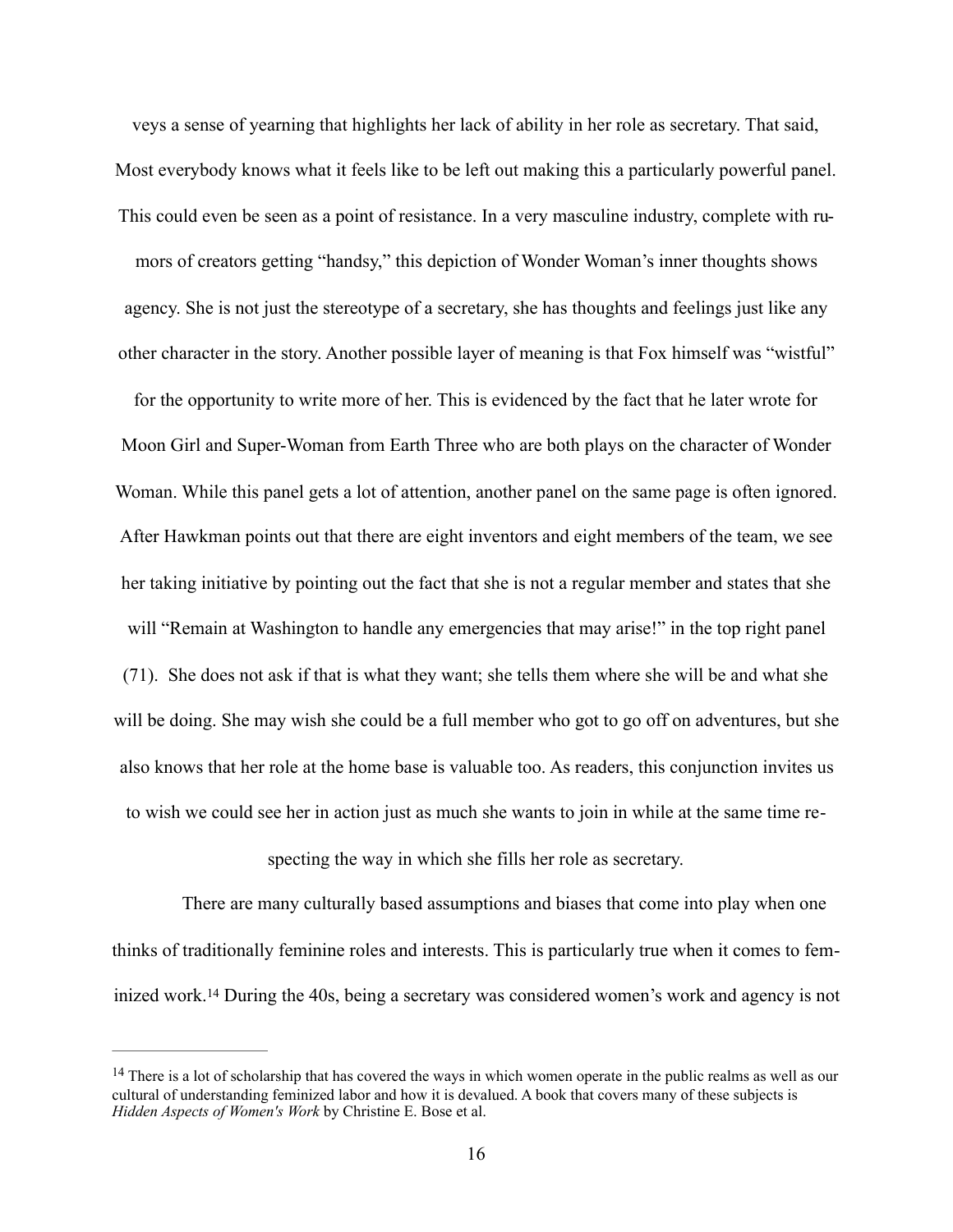veys a sense of yearning that highlights her lack of ability in her role as secretary. That said, Most everybody knows what it feels like to be left out making this a particularly powerful panel. This could even be seen as a point of resistance. In a very masculine industry, complete with rumors of creators getting "handsy," this depiction of Wonder Woman's inner thoughts shows agency. She is not just the stereotype of a secretary, she has thoughts and feelings just like any other character in the story. Another possible layer of meaning is that Fox himself was "wistful" for the opportunity to write more of her. This is evidenced by the fact that he later wrote for Moon Girl and Super-Woman from Earth Three who are both plays on the character of Wonder Woman. While this panel gets a lot of attention, another panel on the same page is often ignored. After Hawkman points out that there are eight inventors and eight members of the team, we see her taking initiative by pointing out the fact that she is not a regular member and states that she will "Remain at Washington to handle any emergencies that may arise!" in the top right panel (71). She does not ask if that is what they want; she tells them where she will be and what she will be doing. She may wish she could be a full member who got to go off on adventures, but she also knows that her role at the home base is valuable too. As readers, this conjunction invites us to wish we could see her in action just as much she wants to join in while at the same time respecting the way in which she fills her role as secretary.

There are many culturally based assumptions and biases that come into play when one thinks of traditionally feminine roles and interests. This is particularly true when it comes to feminized work.[14] During the 40s, being a secretary was considered women's work and agency is not

---

[14] There is a lot of scholarship that has covered the ways in which women operate in the public realms as well as our cultural of understanding feminized labor and how it is devalued. A book that covers many of these subjects is *Hidden Aspects of Women's Work* by Christine E. Bose et al.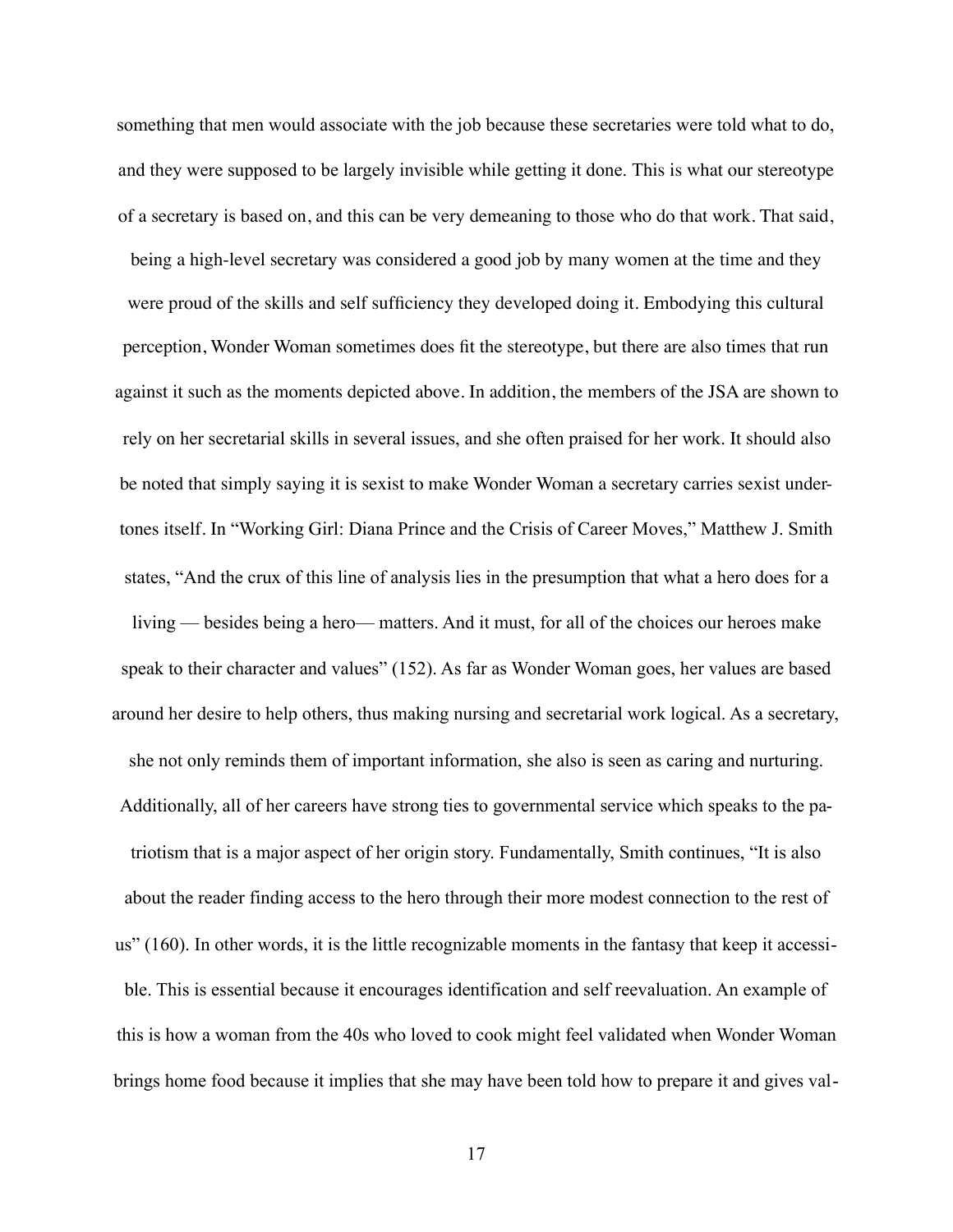something that men would associate with the job because these secretaries were told what to do, and they were supposed to be largely invisible while getting it done. This is what our stereotype of a secretary is based on, and this can be very demeaning to those who do that work. That said, being a high-level secretary was considered a good job by many women at the time and they were proud of the skills and self sufficiency they developed doing it. Embodying this cultural perception, Wonder Woman sometimes does fit the stereotype, but there are also times that run against it such as the moments depicted above. In addition, the members of the JSA are shown to rely on her secretarial skills in several issues, and she often praised for her work. It should also be noted that simply saying it is sexist to make Wonder Woman a secretary carries sexist undertones itself. In "Working Girl: Diana Prince and the Crisis of Career Moves," Matthew J. Smith states, "And the crux of this line of analysis lies in the presumption that what a hero does for a living — besides being a hero— matters. And it must, for all of the choices our heroes make speak to their character and values" (152). As far as Wonder Woman goes, her values are based around her desire to help others, thus making nursing and secretarial work logical. As a secretary, she not only reminds them of important information, she also is seen as caring and nurturing. Additionally, all of her careers have strong ties to governmental service which speaks to the patriotism that is a major aspect of her origin story. Fundamentally, Smith continues, "It is also about the reader finding access to the hero through their more modest connection to the rest of us" (160). In other words, it is the little recognizable moments in the fantasy that keep it accessible. This is essential because it encourages identification and self reevaluation. An example of this is how a woman from the 40s who loved to cook might feel validated when Wonder Woman brings home food because it implies that she may have been told how to prepare it and gives val-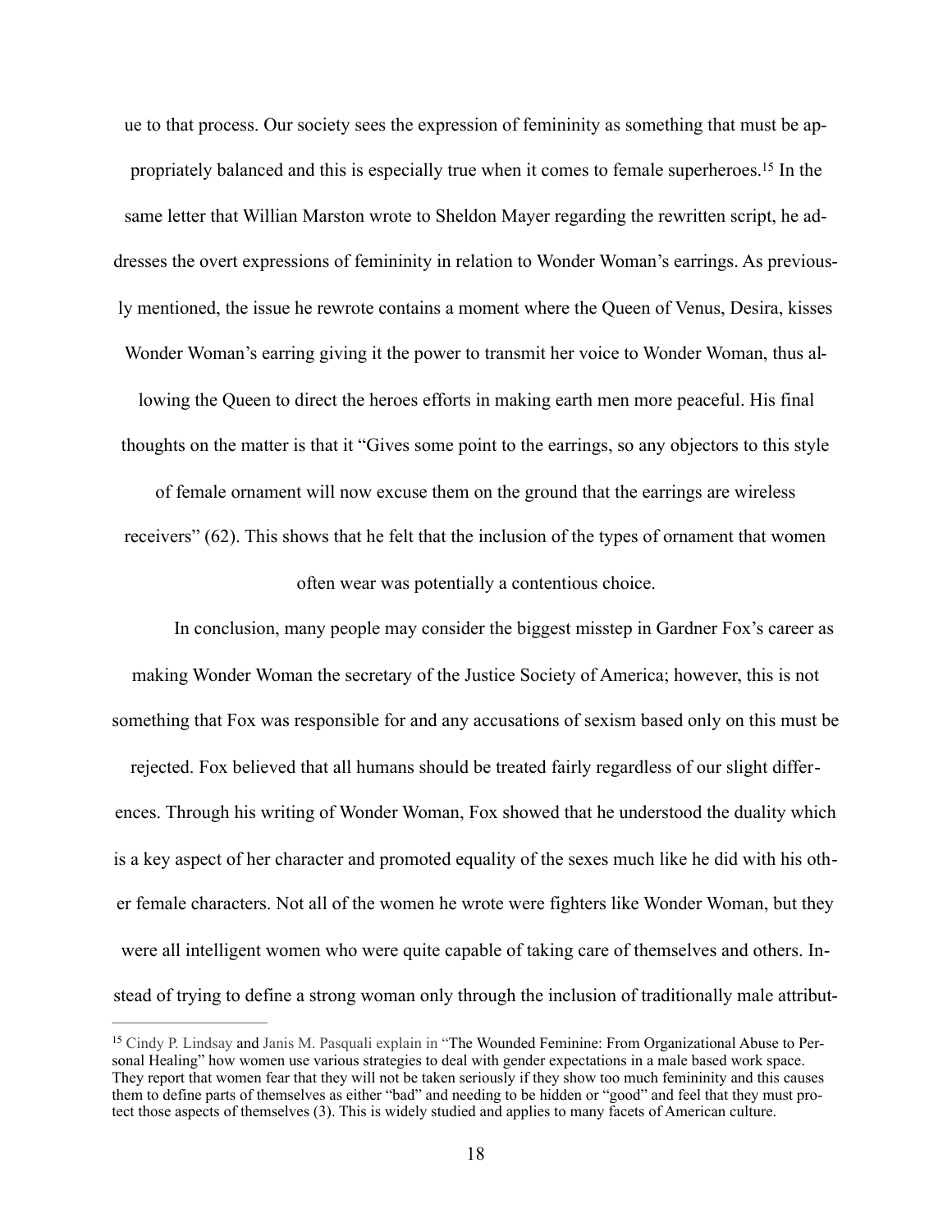ue to that process. Our society sees the expression of femininity as something that must be appropriately balanced and this is especially true when it comes to female superheroes.[15] In the same letter that Willian Marston wrote to Sheldon Mayer regarding the rewritten script, he addresses the overt expressions of femininity in relation to Wonder Woman's earrings. As previously mentioned, the issue he rewrote contains a moment where the Queen of Venus, Desira, kisses Wonder Woman's earring giving it the power to transmit her voice to Wonder Woman, thus allowing the Queen to direct the heroes efforts in making earth men more peaceful. His final thoughts on the matter is that it "Gives some point to the earrings, so any objectors to this style of female ornament will now excuse them on the ground that the earrings are wireless receivers" (62). This shows that he felt that the inclusion of the types of ornament that women often wear was potentially a contentious choice.

In conclusion, many people may consider the biggest misstep in Gardner Fox's career as making Wonder Woman the secretary of the Justice Society of America; however, this is not something that Fox was responsible for and any accusations of sexism based only on this must be rejected. Fox believed that all humans should be treated fairly regardless of our slight differences. Through his writing of Wonder Woman, Fox showed that he understood the duality which is a key aspect of her character and promoted equality of the sexes much like he did with his other female characters. Not all of the women he wrote were fighters like Wonder Woman, but they were all intelligent women who were quite capable of taking care of themselves and others. Instead of trying to define a strong woman only through the inclusion of traditionally male attribut-

---

[15] Cindy P. Lindsay and Janis M. Pasquali explain in "The Wounded Feminine: From Organizational Abuse to Personal Healing" how women use various strategies to deal with gender expectations in a male based work space. They report that women fear that they will not be taken seriously if they show too much femininity and this causes them to define parts of themselves as either "bad" and needing to be hidden or "good" and feel that they must protect those aspects of themselves (3). This is widely studied and applies to many facets of American culture.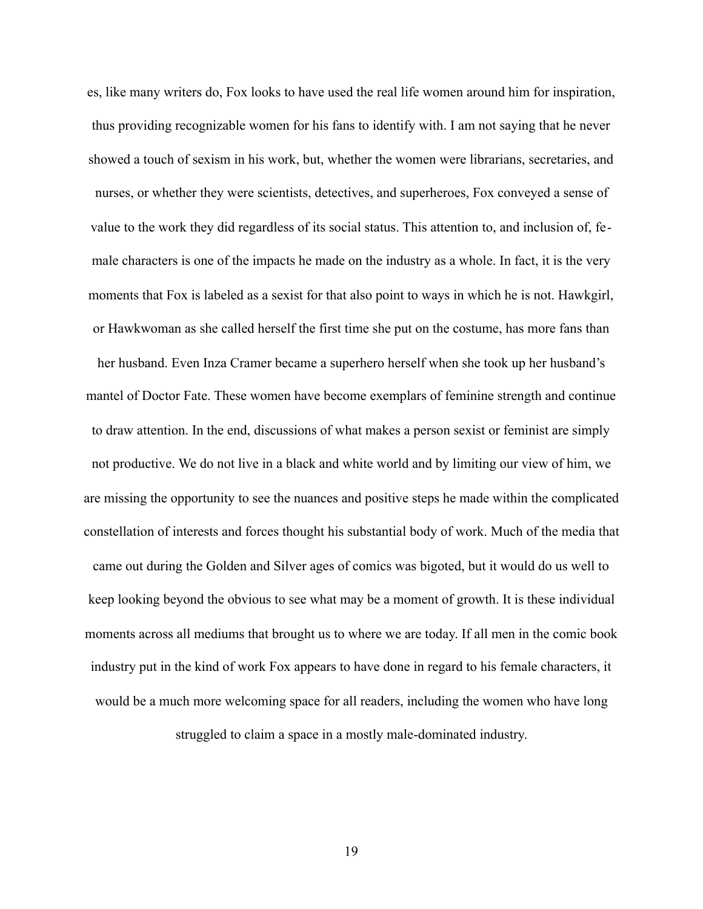es, like many writers do, Fox looks to have used the real life women around him for inspiration, thus providing recognizable women for his fans to identify with. I am not saying that he never showed a touch of sexism in his work, but, whether the women were librarians, secretaries, and nurses, or whether they were scientists, detectives, and superheroes, Fox conveyed a sense of value to the work they did regardless of its social status. This attention to, and inclusion of, female characters is one of the impacts he made on the industry as a whole. In fact, it is the very moments that Fox is labeled as a sexist for that also point to ways in which he is not. Hawkgirl, or Hawkwoman as she called herself the first time she put on the costume, has more fans than her husband. Even Inza Cramer became a superhero herself when she took up her husband's mantel of Doctor Fate. These women have become exemplars of feminine strength and continue to draw attention. In the end, discussions of what makes a person sexist or feminist are simply not productive. We do not live in a black and white world and by limiting our view of him, we are missing the opportunity to see the nuances and positive steps he made within the complicated constellation of interests and forces thought his substantial body of work. Much of the media that came out during the Golden and Silver ages of comics was bigoted, but it would do us well to keep looking beyond the obvious to see what may be a moment of growth. It is these individual moments across all mediums that brought us to where we are today. If all men in the comic book industry put in the kind of work Fox appears to have done in regard to his female characters, it would be a much more welcoming space for all readers, including the women who have long struggled to claim a space in a mostly male-dominated industry.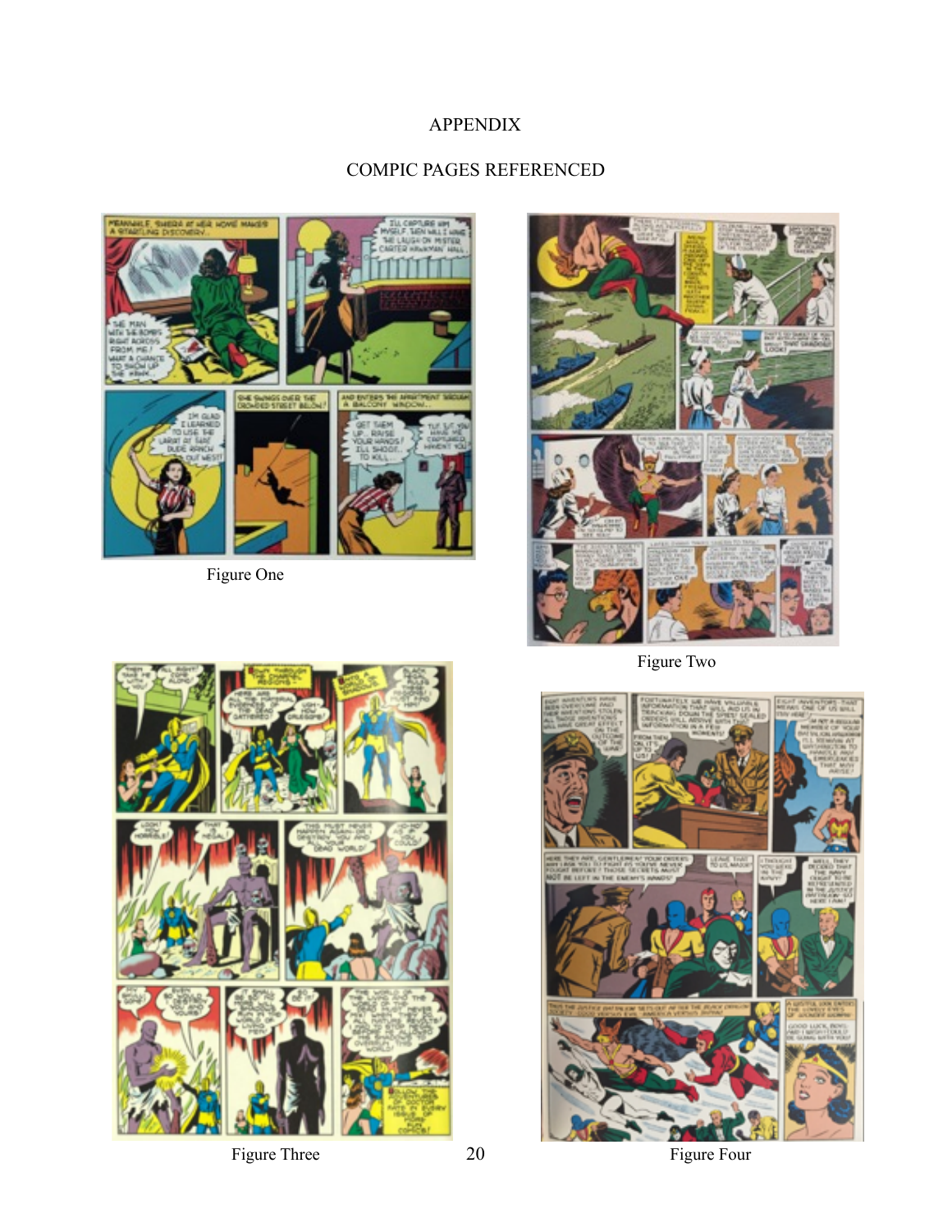# APPENDIX

## COMPIC PAGES REFERENCED

Figure One

Figure Two

Figure Three

Figure Four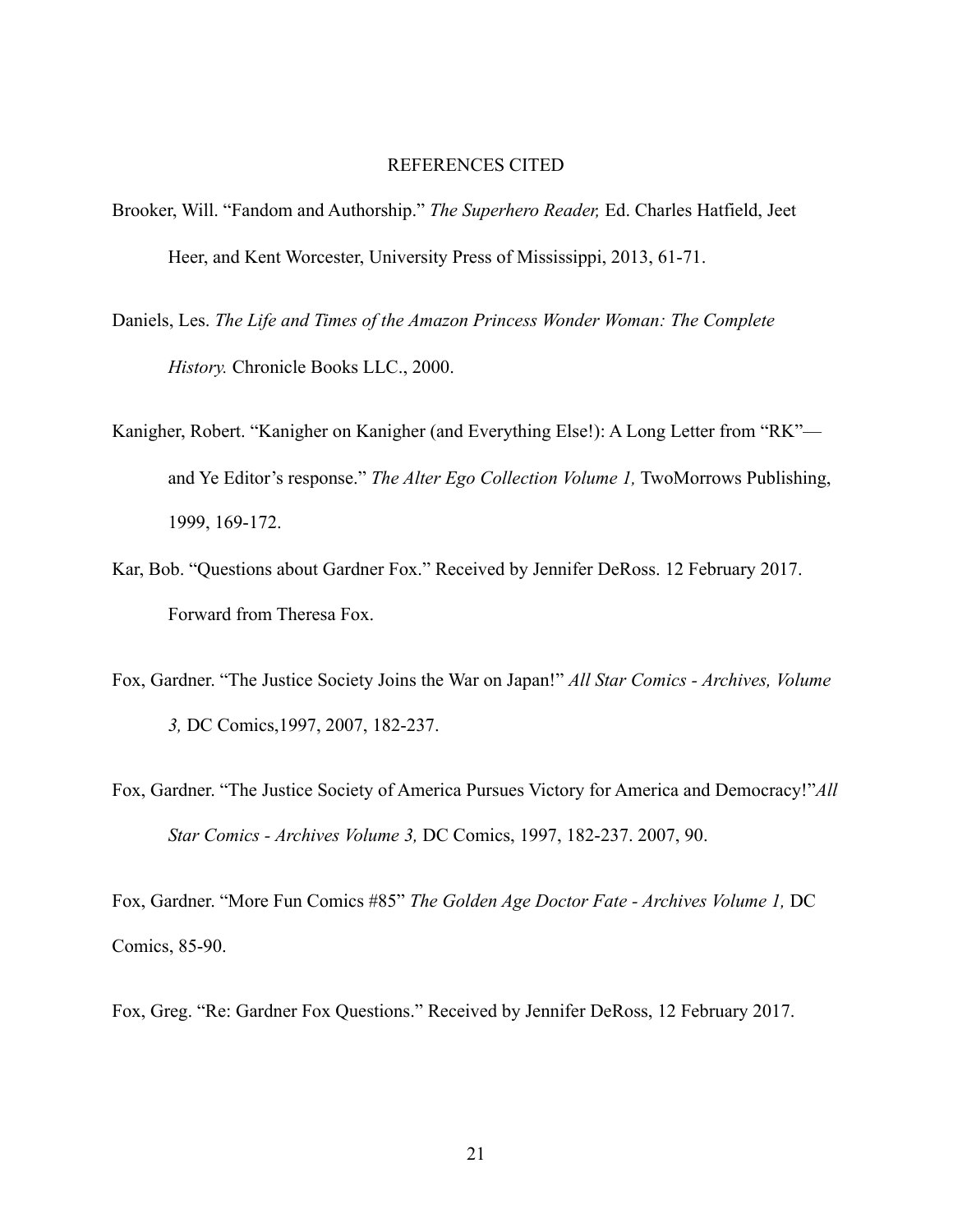# REFERENCES CITED

Brooker, Will. "Fandom and Authorship." *The Superhero Reader,* Ed. Charles Hatfield, Jeet Heer, and Kent Worcester, University Press of Mississippi, 2013, 61-71.

Daniels, Les. *The Life and Times of the Amazon Princess Wonder Woman: The Complete History.* Chronicle Books LLC., 2000.

Kanigher, Robert. "Kanigher on Kanigher (and Everything Else!): A Long Letter from "RK"— and Ye Editor's response." *The Alter Ego Collection Volume 1,* TwoMorrows Publishing, 1999, 169-172.

Kar, Bob. "Questions about Gardner Fox." Received by Jennifer DeRoss. 12 February 2017. Forward from Theresa Fox.

Fox, Gardner. "The Justice Society Joins the War on Japan!" *All Star Comics - Archives, Volume 3,* DC Comics,1997, 2007, 182-237.

Fox, Gardner. "The Justice Society of America Pursues Victory for America and Democracy!"*All Star Comics - Archives Volume 3,* DC Comics, 1997, 182-237. 2007, 90.

Fox, Gardner. "More Fun Comics #85" *The Golden Age Doctor Fate - Archives Volume 1,* DC Comics, 85-90.

Fox, Greg. "Re: Gardner Fox Questions." Received by Jennifer DeRoss, 12 February 2017.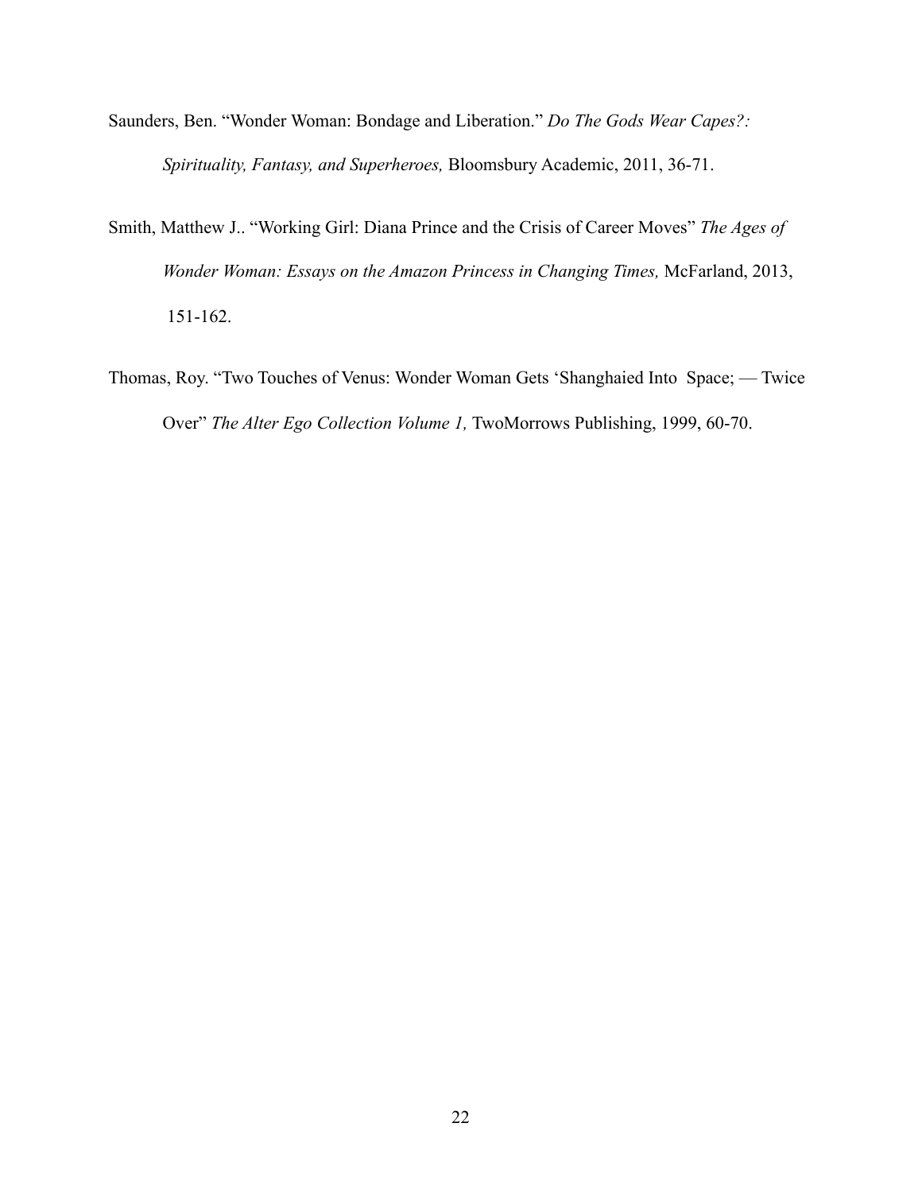Saunders, Ben. “Wonder Woman: Bondage and Liberation.” *Do The Gods Wear Capes?: Spirituality, Fantasy, and Superheroes,* Bloomsbury Academic, 2011, 36-71.

Smith, Matthew J.. “Working Girl: Diana Prince and the Crisis of Career Moves” *The Ages of Wonder Woman: Essays on the Amazon Princess in Changing Times,* McFarland, 2013, 151-162.

Thomas, Roy. “Two Touches of Venus: Wonder Woman Gets ‘Shanghaied Into Space; — Twice Over” *The Alter Ego Collection Volume 1,* TwoMorrows Publishing, 1999, 60-70.